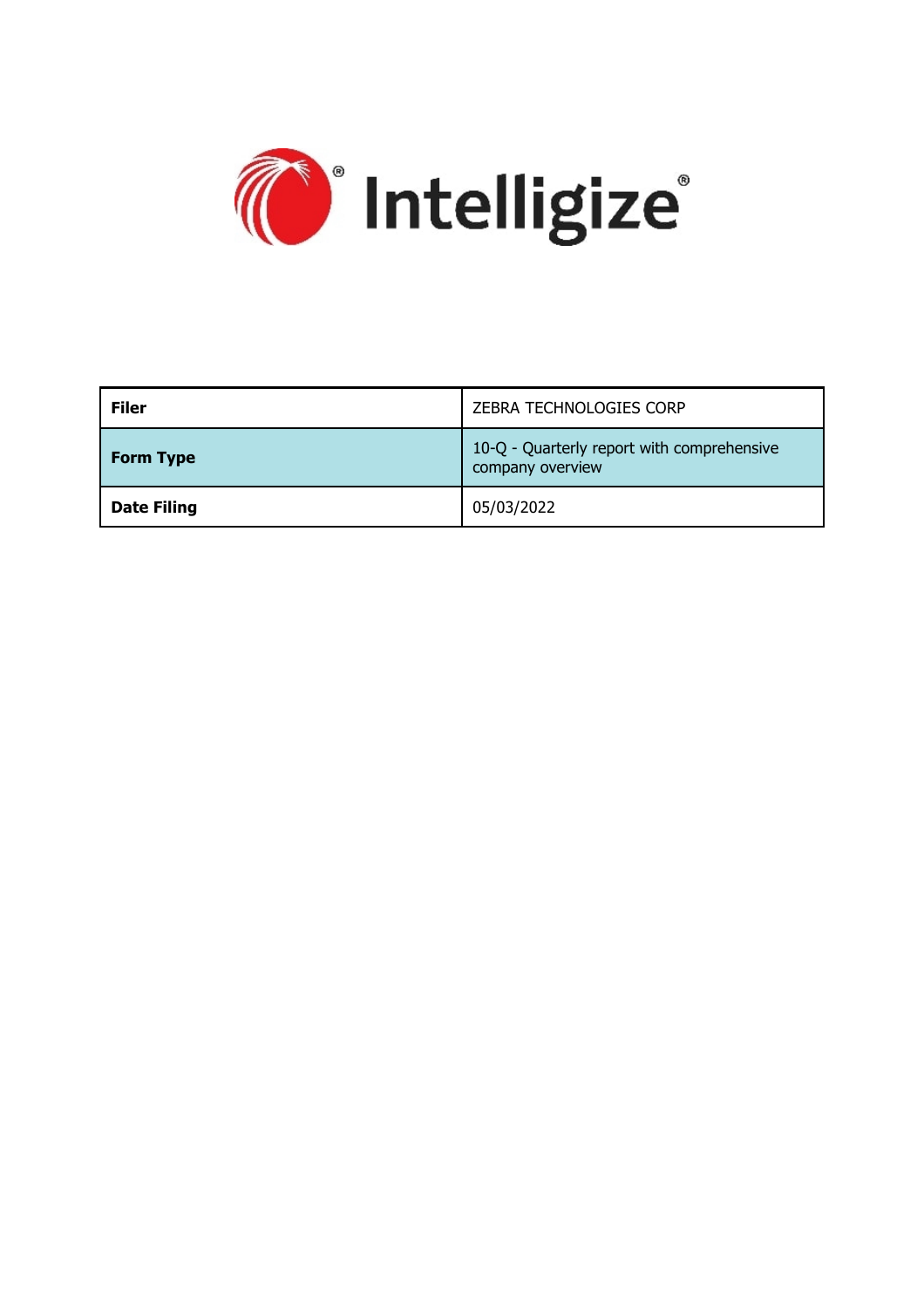Intelligize®

| Filer | ZEBRA TECHNOLOGIES CORP |
| --- | --- |
| Form Type | 10-Q - Quarterly report with comprehensive company overview |
| Date Filing | 05/03/2022 |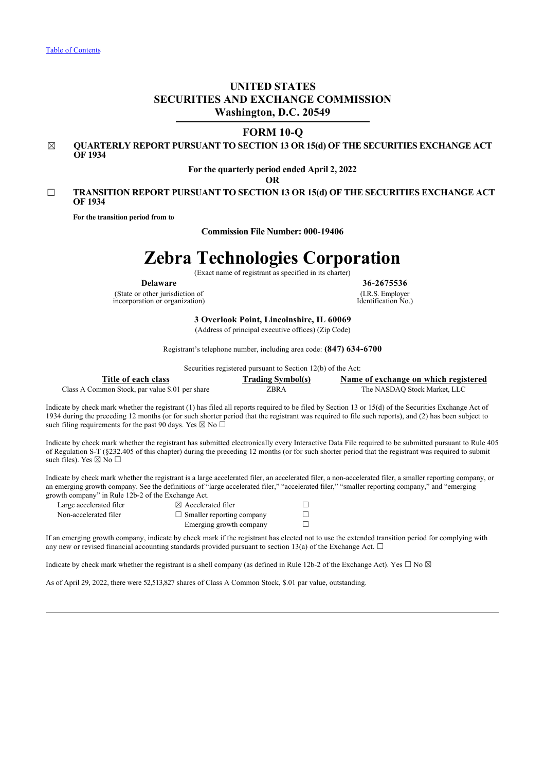[Table of Contents]

# UNITED STATES
# SECURITIES AND EXCHANGE COMMISSION
## Washington, D.C. 20549

## FORM 10-Q

☒ **QUARTERLY REPORT PURSUANT TO SECTION 13 OR 15(d) OF THE SECURITIES EXCHANGE ACT OF 1934**

**For the quarterly period ended April 2, 2022**

**OR**

☐ **TRANSITION REPORT PURSUANT TO SECTION 13 OR 15(d) OF THE SECURITIES EXCHANGE ACT OF 1934**

**For the transition period from to**

**Commission File Number: 000-19406**

# Zebra Technologies Corporation

(Exact name of registrant as specified in its charter)

| **Delaware** | **36-2675536** |
|---|---|
| (State or other jurisdiction of incorporation or organization) | (I.R.S. Employer Identification No.) |

**3 Overlook Point, Lincolnshire, IL 60069**
(Address of principal executive offices) (Zip Code)

Registrant's telephone number, including area code: **(847) 634-6700**

Securities registered pursuant to Section 12(b) of the Act:

| Title of each class | Trading Symbol(s) | Name of exchange on which registered |
|---|---|---|
| Class A Common Stock, par value $.01 per share | ZBRA | The NASDAQ Stock Market, LLC |

Indicate by check mark whether the registrant (1) has filed all reports required to be filed by Section 13 or 15(d) of the Securities Exchange Act of 1934 during the preceding 12 months (or for such shorter period that the registrant was required to file such reports), and (2) has been subject to such filing requirements for the past 90 days. Yes ☒ No ☐

Indicate by check mark whether the registrant has submitted electronically every Interactive Data File required to be submitted pursuant to Rule 405 of Regulation S-T (§232.405 of this chapter) during the preceding 12 months (or for such shorter period that the registrant was required to submit such files). Yes ☒ No ☐

Indicate by check mark whether the registrant is a large accelerated filer, an accelerated filer, a non-accelerated filer, a smaller reporting company, or an emerging growth company. See the definitions of "large accelerated filer," "accelerated filer," "smaller reporting company," and "emerging growth company" in Rule 12b-2 of the Exchange Act.

| | | | |
|---|---|---|---|
| Large accelerated filer | ☒ | Accelerated filer | ☐ |
| Non-accelerated filer | ☐ | Smaller reporting company | ☐ |
| | | Emerging growth company | ☐ |

If an emerging growth company, indicate by check mark if the registrant has elected not to use the extended transition period for complying with any new or revised financial accounting standards provided pursuant to section 13(a) of the Exchange Act. ☐

Indicate by check mark whether the registrant is a shell company (as defined in Rule 12b-2 of the Exchange Act). Yes ☐ No ☒

As of April 29, 2022, there were 52,513,827 shares of Class A Common Stock, $.01 par value, outstanding.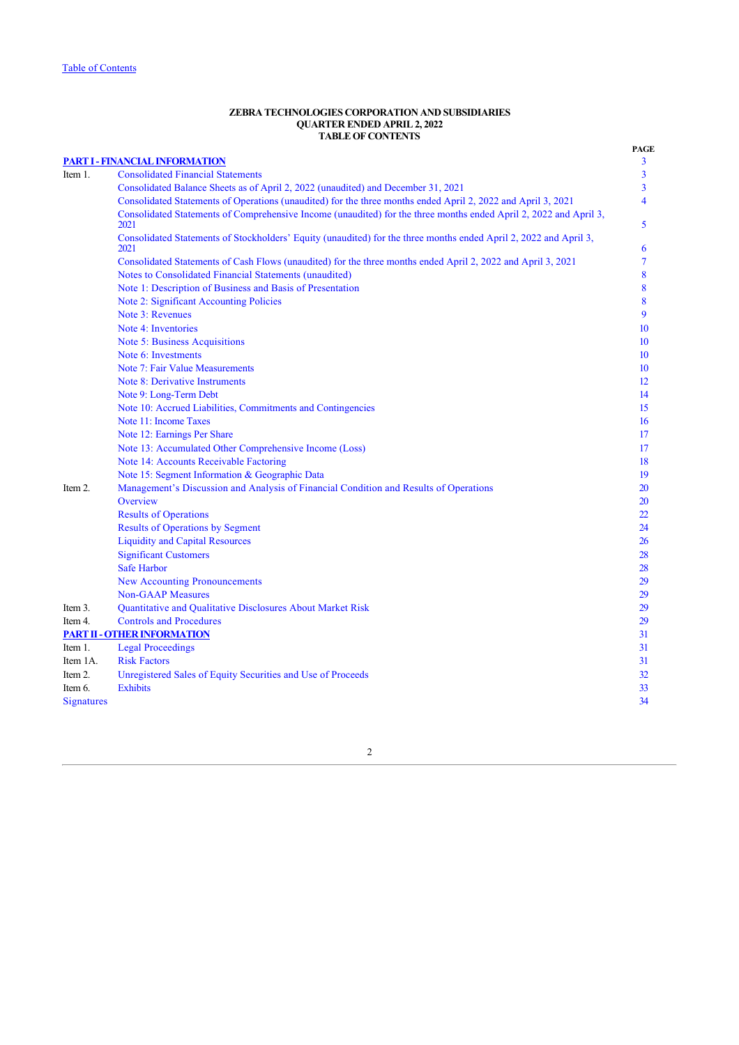Table of Contents

**ZEBRA TECHNOLOGIES CORPORATION AND SUBSIDIARIES**
**QUARTER ENDED APRIL 2, 2022**
**TABLE OF CONTENTS**

| | | PAGE |
|---|---|---|
| **PART I - FINANCIAL INFORMATION** | | 3 |
| Item 1. | Consolidated Financial Statements | 3 |
| | Consolidated Balance Sheets as of April 2, 2022 (unaudited) and December 31, 2021 | 3 |
| | Consolidated Statements of Operations (unaudited) for the three months ended April 2, 2022 and April 3, 2021 | 4 |
| | Consolidated Statements of Comprehensive Income (unaudited) for the three months ended April 2, 2022 and April 3, 2021 | 5 |
| | Consolidated Statements of Stockholders' Equity (unaudited) for the three months ended April 2, 2022 and April 3, 2021 | 6 |
| | Consolidated Statements of Cash Flows (unaudited) for the three months ended April 2, 2022 and April 3, 2021 | 7 |
| | Notes to Consolidated Financial Statements (unaudited) | 8 |
| | Note 1: Description of Business and Basis of Presentation | 8 |
| | Note 2: Significant Accounting Policies | 8 |
| | Note 3: Revenues | 9 |
| | Note 4: Inventories | 10 |
| | Note 5: Business Acquisitions | 10 |
| | Note 6: Investments | 10 |
| | Note 7: Fair Value Measurements | 10 |
| | Note 8: Derivative Instruments | 12 |
| | Note 9: Long-Term Debt | 14 |
| | Note 10: Accrued Liabilities, Commitments and Contingencies | 15 |
| | Note 11: Income Taxes | 16 |
| | Note 12: Earnings Per Share | 17 |
| | Note 13: Accumulated Other Comprehensive Income (Loss) | 17 |
| | Note 14: Accounts Receivable Factoring | 18 |
| | Note 15: Segment Information & Geographic Data | 19 |
| Item 2. | Management's Discussion and Analysis of Financial Condition and Results of Operations | 20 |
| | Overview | 20 |
| | Results of Operations | 22 |
| | Results of Operations by Segment | 24 |
| | Liquidity and Capital Resources | 26 |
| | Significant Customers | 28 |
| | Safe Harbor | 28 |
| | New Accounting Pronouncements | 29 |
| | Non-GAAP Measures | 29 |
| Item 3. | Quantitative and Qualitative Disclosures About Market Risk | 29 |
| Item 4. | Controls and Procedures | 29 |
| **PART II - OTHER INFORMATION** | | 31 |
| Item 1. | Legal Proceedings | 31 |
| Item 1A. | Risk Factors | 31 |
| Item 2. | Unregistered Sales of Equity Securities and Use of Proceeds | 32 |
| Item 6. | Exhibits | 33 |
| Signatures | | 34 |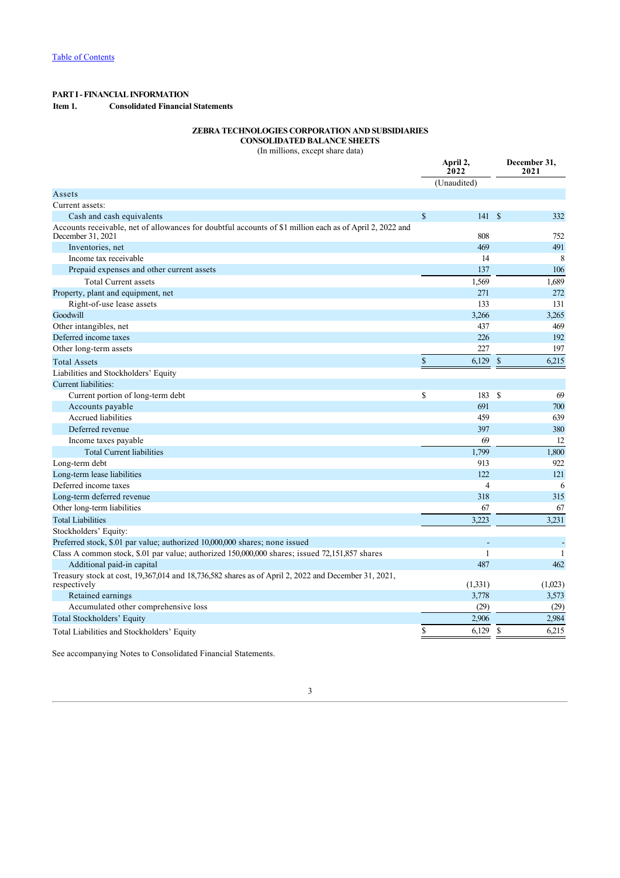[Table of Contents](#)

**PART I - FINANCIAL INFORMATION**

**Item 1. Consolidated Financial Statements**

**ZEBRA TECHNOLOGIES CORPORATION AND SUBSIDIARIES**
**CONSOLIDATED BALANCE SHEETS**
(In millions, except share data)

| | April 2, 2022 | December 31, 2021 |
|---|---|---|
| | (Unaudited) | |
| Assets | | |
| Current assets: | | |
| Cash and cash equivalents | $ 141 | $ 332 |
| Accounts receivable, net of allowances for doubtful accounts of $1 million each as of April 2, 2022 and December 31, 2021 | 808 | 752 |
| Inventories, net | 469 | 491 |
| Income tax receivable | 14 | 8 |
| Prepaid expenses and other current assets | 137 | 106 |
| Total Current assets | 1,569 | 1,689 |
| Property, plant and equipment, net | 271 | 272 |
| Right-of-use lease assets | 133 | 131 |
| Goodwill | 3,266 | 3,265 |
| Other intangibles, net | 437 | 469 |
| Deferred income taxes | 226 | 192 |
| Other long-term assets | 227 | 197 |
| Total Assets | $ 6,129 | $ 6,215 |
| Liabilities and Stockholders' Equity | | |
| Current liabilities: | | |
| Current portion of long-term debt | $ 183 | $ 69 |
| Accounts payable | 691 | 700 |
| Accrued liabilities | 459 | 639 |
| Deferred revenue | 397 | 380 |
| Income taxes payable | 69 | 12 |
| Total Current liabilities | 1,799 | 1,800 |
| Long-term debt | 913 | 922 |
| Long-term lease liabilities | 122 | 121 |
| Deferred income taxes | 4 | 6 |
| Long-term deferred revenue | 318 | 315 |
| Other long-term liabilities | 67 | 67 |
| Total Liabilities | 3,223 | 3,231 |
| Stockholders' Equity: | | |
| Preferred stock, $.01 par value; authorized 10,000,000 shares; none issued | - | - |
| Class A common stock, $.01 par value; authorized 150,000,000 shares; issued 72,151,857 shares | 1 | 1 |
| Additional paid-in capital | 487 | 462 |
| Treasury stock at cost, 19,367,014 and 18,736,582 shares as of April 2, 2022 and December 31, 2021, respectively | (1,331) | (1,023) |
| Retained earnings | 3,778 | 3,573 |
| Accumulated other comprehensive loss | (29) | (29) |
| Total Stockholders' Equity | 2,906 | 2,984 |
| Total Liabilities and Stockholders' Equity | $ 6,129 | $ 6,215 |

See accompanying Notes to Consolidated Financial Statements.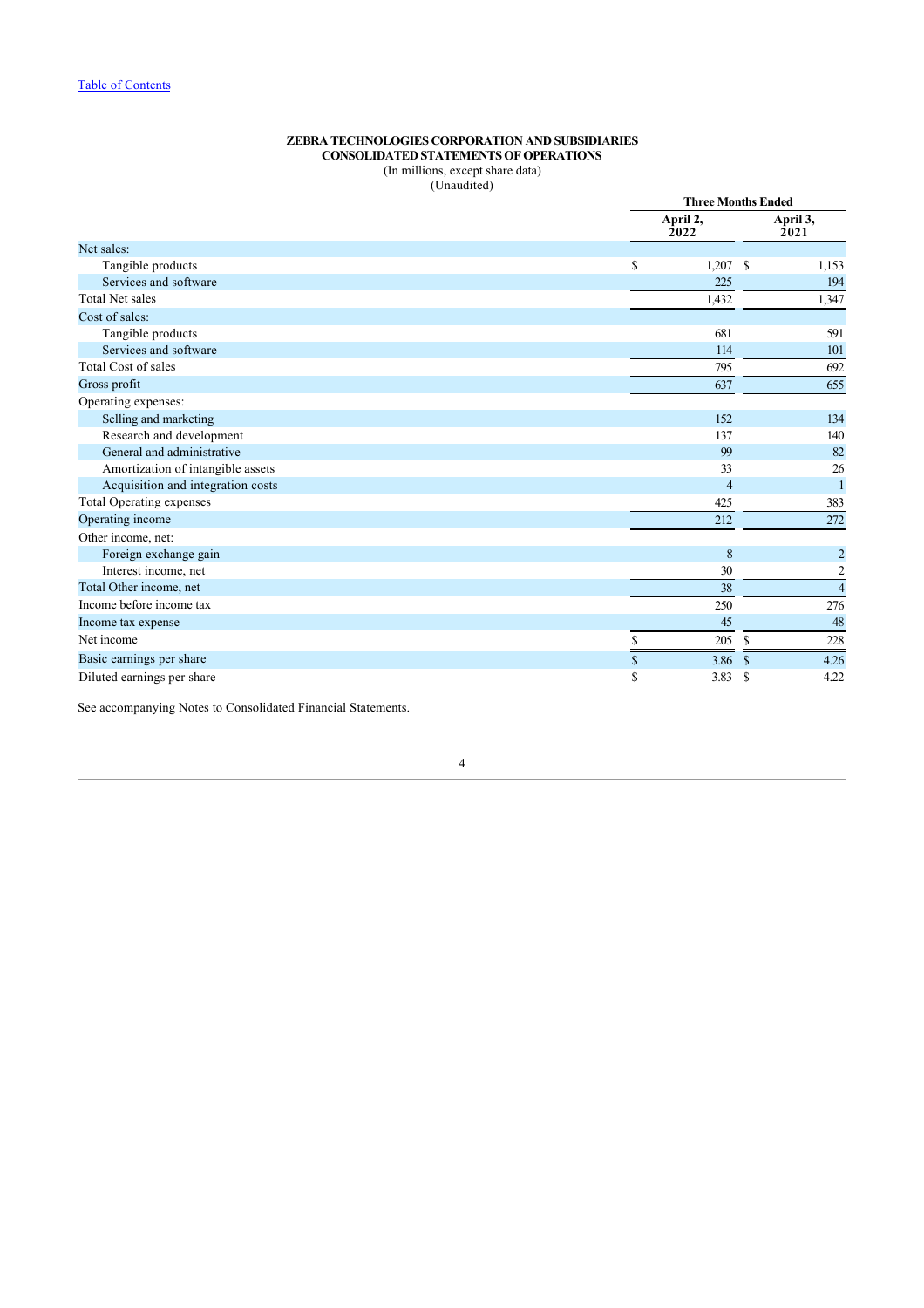"Table of Contents" link at top — it's a running header link; omit.

**ZEBRA TECHNOLOGIES CORPORATION AND SUBSIDIARIES**
**CONSOLIDATED STATEMENTS OF OPERATIONS**
(In millions, except share data)
(Unaudited)

| | Three Months Ended | |
|---|---|---|
| | April 2, 2022 | April 3, 2021 |
| Net sales: | | |
| Tangible products | $ 1,207 | $ 1,153 |
| Services and software | 225 | 194 |
| Total Net sales | 1,432 | 1,347 |
| Cost of sales: | | |
| Tangible products | 681 | 591 |
| Services and software | 114 | 101 |
| Total Cost of sales | 795 | 692 |
| Gross profit | 637 | 655 |
| Operating expenses: | | |
| Selling and marketing | 152 | 134 |
| Research and development | 137 | 140 |
| General and administrative | 99 | 82 |
| Amortization of intangible assets | 33 | 26 |
| Acquisition and integration costs | 4 | 1 |
| Total Operating expenses | 425 | 383 |
| Operating income | 212 | 272 |
| Other income, net: | | |
| Foreign exchange gain | 8 | 2 |
| Interest income, net | 30 | 2 |
| Total Other income, net | 38 | 4 |
| Income before income tax | 250 | 276 |
| Income tax expense | 45 | 48 |
| Net income | $ 205 | $ 228 |
| Basic earnings per share | $ 3.86 | $ 4.26 |
| Diluted earnings per share | $ 3.83 | $ 4.22 |

See accompanying Notes to Consolidated Financial Statements.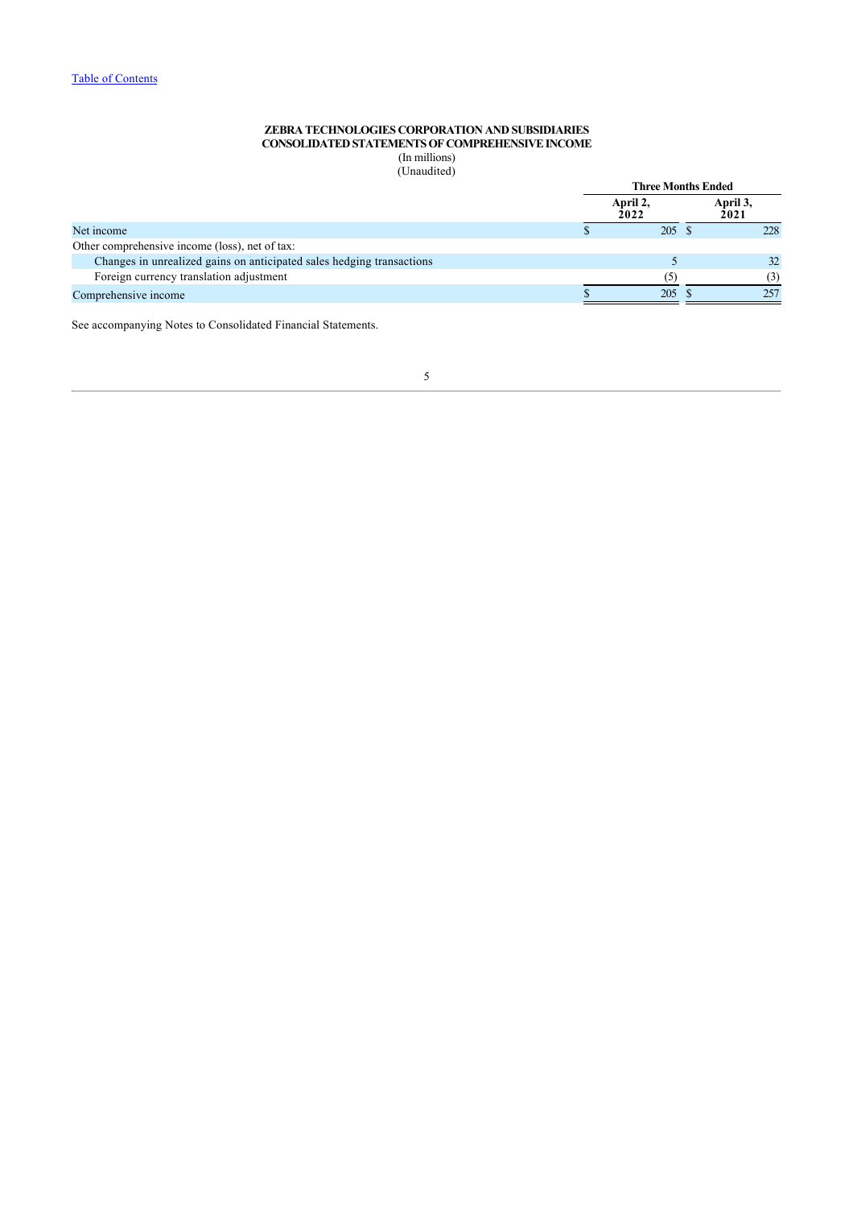# ZEBRA TECHNOLOGIES CORPORATION AND SUBSIDIARIES
## CONSOLIDATED STATEMENTS OF COMPREHENSIVE INCOME
(In millions)
(Unaudited)

| | Three Months Ended | |
|---|---|---|
| | April 2, 2022 | April 3, 2021 |
| Net income | $ 205 | $ 228 |
| Other comprehensive income (loss), net of tax: | | |
| Changes in unrealized gains on anticipated sales hedging transactions | 5 | 32 |
| Foreign currency translation adjustment | (5) | (3) |
| Comprehensive income | $ 205 | $ 257 |

See accompanying Notes to Consolidated Financial Statements.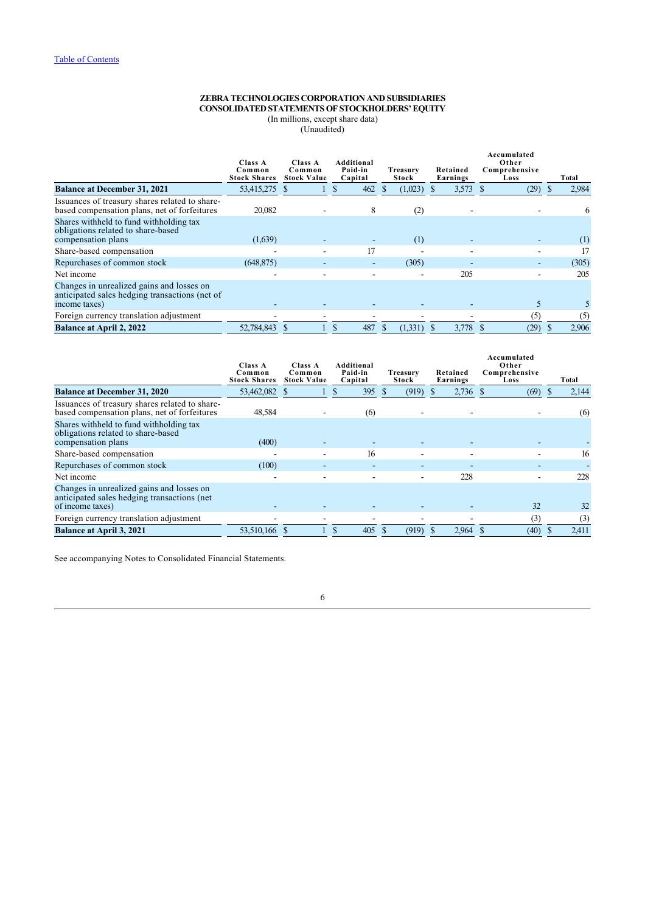[Table of Contents](#)

**ZEBRA TECHNOLOGIES CORPORATION AND SUBSIDIARIES**
**CONSOLIDATED STATEMENTS OF STOCKHOLDERS' EQUITY**
(In millions, except share data)
(Unaudited)

| | Class A Common Stock Shares | Class A Common Stock Value | Additional Paid-in Capital | Treasury Stock | Retained Earnings | Accumulated Other Comprehensive Loss | Total |
|---|---|---|---|---|---|---|---|
| **Balance at December 31, 2021** | 53,415,275 | $ 1 | $ 462 | $ (1,023) | $ 3,573 | $ (29) | $ 2,984 |
| Issuances of treasury shares related to share-based compensation plans, net of forfeitures | 20,082 | - | 8 | (2) | - | - | 6 |
| Shares withheld to fund withholding tax obligations related to share-based compensation plans | (1,639) | - | - | (1) | - | - | (1) |
| Share-based compensation | - | - | 17 | - | - | - | 17 |
| Repurchases of common stock | (648,875) | - | - | (305) | - | - | (305) |
| Net income | - | - | - | - | 205 | - | 205 |
| Changes in unrealized gains and losses on anticipated sales hedging transactions (net of income taxes) | - | - | - | - | - | 5 | 5 |
| Foreign currency translation adjustment | - | - | - | - | - | (5) | (5) |
| **Balance at April 2, 2022** | 52,784,843 | $ 1 | $ 487 | $ (1,331) | $ 3,778 | $ (29) | $ 2,906 |

| | Class A Common Stock Shares | Class A Common Stock Value | Additional Paid-in Capital | Treasury Stock | Retained Earnings | Accumulated Other Comprehensive Loss | Total |
|---|---|---|---|---|---|---|---|
| **Balance at December 31, 2020** | 53,462,082 | $ 1 | $ 395 | $ (919) | $ 2,736 | $ (69) | $ 2,144 |
| Issuances of treasury shares related to share-based compensation plans, net of forfeitures | 48,584 | - | (6) | - | - | - | (6) |
| Shares withheld to fund withholding tax obligations related to share-based compensation plans | (400) | - | - | - | - | - | - |
| Share-based compensation | - | - | 16 | - | - | - | 16 |
| Repurchases of common stock | (100) | - | - | - | - | - | - |
| Net income | - | - | - | - | 228 | - | 228 |
| Changes in unrealized gains and losses on anticipated sales hedging transactions (net of income taxes) | - | - | - | - | - | 32 | 32 |
| Foreign currency translation adjustment | - | - | - | - | - | (3) | (3) |
| **Balance at April 3, 2021** | 53,510,166 | $ 1 | $ 405 | $ (919) | $ 2,964 | $ (40) | $ 2,411 |

See accompanying Notes to Consolidated Financial Statements.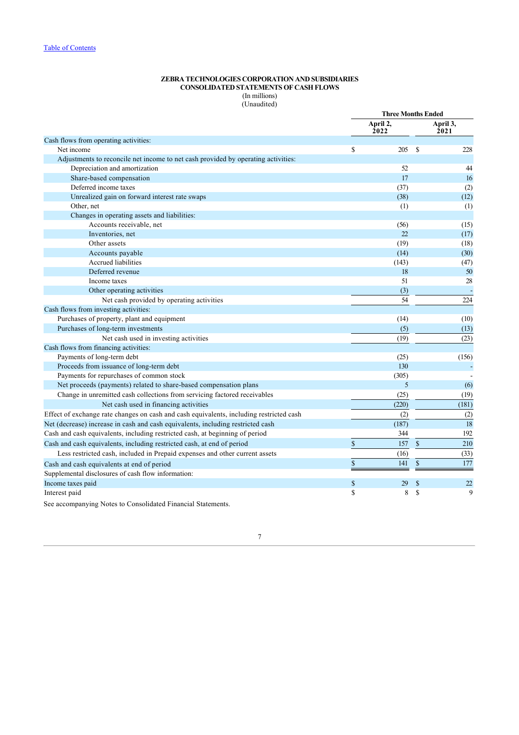[Table of Contents](#)

**ZEBRA TECHNOLOGIES CORPORATION AND SUBSIDIARIES**
**CONSOLIDATED STATEMENTS OF CASH FLOWS**
(In millions)
(Unaudited)

| | Three Months Ended | |
|---|---|---|
| | April 2, 2022 | April 3, 2021 |
| Cash flows from operating activities: | | |
| Net income | $ 205 | $ 228 |
| Adjustments to reconcile net income to net cash provided by operating activities: | | |
| Depreciation and amortization | 52 | 44 |
| Share-based compensation | 17 | 16 |
| Deferred income taxes | (37) | (2) |
| Unrealized gain on forward interest rate swaps | (38) | (12) |
| Other, net | (1) | (1) |
| Changes in operating assets and liabilities: | | |
| Accounts receivable, net | (56) | (15) |
| Inventories, net | 22 | (17) |
| Other assets | (19) | (18) |
| Accounts payable | (14) | (30) |
| Accrued liabilities | (143) | (47) |
| Deferred revenue | 18 | 50 |
| Income taxes | 51 | 28 |
| Other operating activities | (3) | - |
| Net cash provided by operating activities | 54 | 224 |
| Cash flows from investing activities: | | |
| Purchases of property, plant and equipment | (14) | (10) |
| Purchases of long-term investments | (5) | (13) |
| Net cash used in investing activities | (19) | (23) |
| Cash flows from financing activities: | | |
| Payments of long-term debt | (25) | (156) |
| Proceeds from issuance of long-term debt | 130 | - |
| Payments for repurchases of common stock | (305) | - |
| Net proceeds (payments) related to share-based compensation plans | 5 | (6) |
| Change in unremitted cash collections from servicing factored receivables | (25) | (19) |
| Net cash used in financing activities | (220) | (181) |
| Effect of exchange rate changes on cash and cash equivalents, including restricted cash | (2) | (2) |
| Net (decrease) increase in cash and cash equivalents, including restricted cash | (187) | 18 |
| Cash and cash equivalents, including restricted cash, at beginning of period | 344 | 192 |
| Cash and cash equivalents, including restricted cash, at end of period | $ 157 | $ 210 |
| Less restricted cash, included in Prepaid expenses and other current assets | (16) | (33) |
| Cash and cash equivalents at end of period | $ 141 | $ 177 |
| Supplemental disclosures of cash flow information: | | |
| Income taxes paid | $ 29 | $ 22 |
| Interest paid | $ 8 | $ 9 |

See accompanying Notes to Consolidated Financial Statements.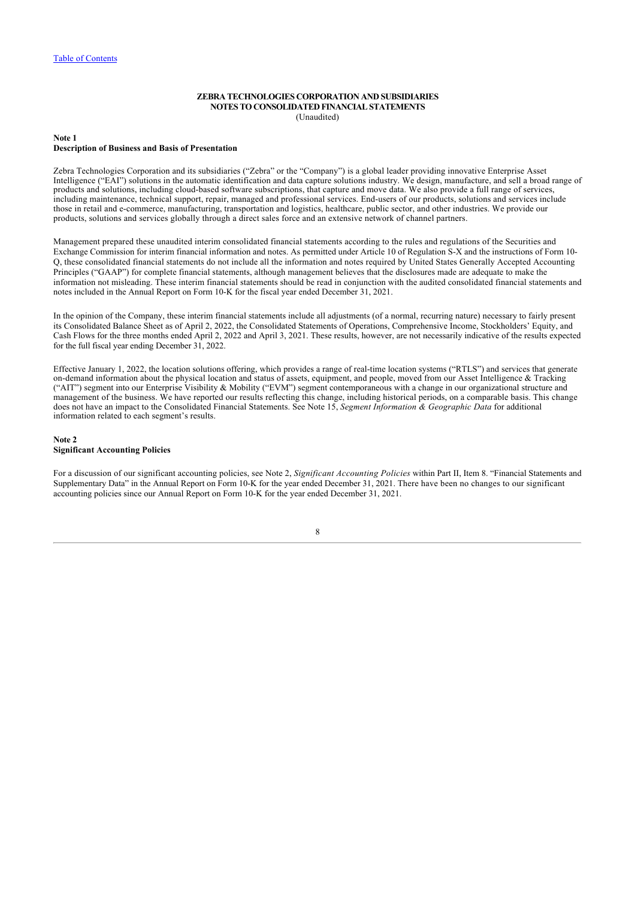**ZEBRA TECHNOLOGIES CORPORATION AND SUBSIDIARIES**
**NOTES TO CONSOLIDATED FINANCIAL STATEMENTS**
(Unaudited)

**Note 1**
**Description of Business and Basis of Presentation**

Zebra Technologies Corporation and its subsidiaries ("Zebra" or the "Company") is a global leader providing innovative Enterprise Asset Intelligence ("EAI") solutions in the automatic identification and data capture solutions industry. We design, manufacture, and sell a broad range of products and solutions, including cloud-based software subscriptions, that capture and move data. We also provide a full range of services, including maintenance, technical support, repair, managed and professional services. End-users of our products, solutions and services include those in retail and e-commerce, manufacturing, transportation and logistics, healthcare, public sector, and other industries. We provide our products, solutions and services globally through a direct sales force and an extensive network of channel partners.

Management prepared these unaudited interim consolidated financial statements according to the rules and regulations of the Securities and Exchange Commission for interim financial information and notes. As permitted under Article 10 of Regulation S-X and the instructions of Form 10-Q, these consolidated financial statements do not include all the information and notes required by United States Generally Accepted Accounting Principles ("GAAP") for complete financial statements, although management believes that the disclosures made are adequate to make the information not misleading. These interim financial statements should be read in conjunction with the audited consolidated financial statements and notes included in the Annual Report on Form 10-K for the fiscal year ended December 31, 2021.

In the opinion of the Company, these interim financial statements include all adjustments (of a normal, recurring nature) necessary to fairly present its Consolidated Balance Sheet as of April 2, 2022, the Consolidated Statements of Operations, Comprehensive Income, Stockholders' Equity, and Cash Flows for the three months ended April 2, 2022 and April 3, 2021. These results, however, are not necessarily indicative of the results expected for the full fiscal year ending December 31, 2022.

Effective January 1, 2022, the location solutions offering, which provides a range of real-time location systems ("RTLS") and services that generate on-demand information about the physical location and status of assets, equipment, and people, moved from our Asset Intelligence & Tracking ("AIT") segment into our Enterprise Visibility & Mobility ("EVM") segment contemporaneous with a change in our organizational structure and management of the business. We have reported our results reflecting this change, including historical periods, on a comparable basis. This change does not have an impact to the Consolidated Financial Statements. See Note 15, *Segment Information & Geographic Data* for additional information related to each segment's results.

**Note 2**
**Significant Accounting Policies**

For a discussion of our significant accounting policies, see Note 2, *Significant Accounting Policies* within Part II, Item 8. "Financial Statements and Supplementary Data" in the Annual Report on Form 10-K for the year ended December 31, 2021. There have been no changes to our significant accounting policies since our Annual Report on Form 10-K for the year ended December 31, 2021.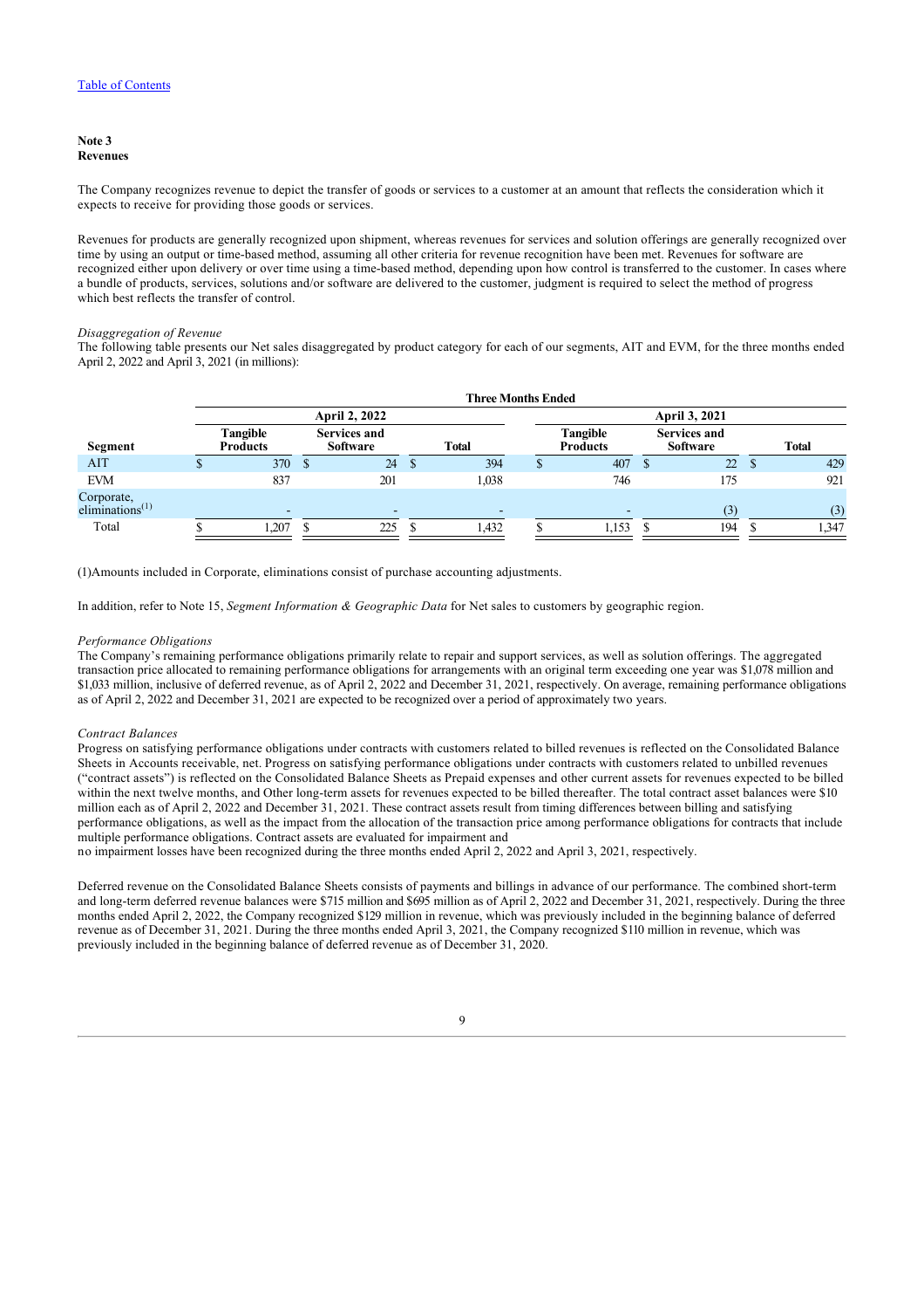**Note 3**
**Revenues**

The Company recognizes revenue to depict the transfer of goods or services to a customer at an amount that reflects the consideration which it expects to receive for providing those goods or services.

Revenues for products are generally recognized upon shipment, whereas revenues for services and solution offerings are generally recognized over time by using an output or time-based method, assuming all other criteria for revenue recognition have been met. Revenues for software are recognized either upon delivery or over time using a time-based method, depending upon how control is transferred to the customer. In cases where a bundle of products, services, solutions and/or software are delivered to the customer, judgment is required to select the method of progress which best reflects the transfer of control.

*Disaggregation of Revenue*

The following table presents our Net sales disaggregated by product category for each of our segments, AIT and EVM, for the three months ended April 2, 2022 and April 3, 2021 (in millions):

| | Three Months Ended | | | | | |
|---|---|---|---|---|---|---|
| | April 2, 2022 | | | April 3, 2021 | | |
| Segment | Tangible Products | Services and Software | Total | Tangible Products | Services and Software | Total |
| AIT | $ 370 | $ 24 | $ 394 | $ 407 | $ 22 | $ 429 |
| EVM | 837 | 201 | 1,038 | 746 | 175 | 921 |
| Corporate, eliminations[(1)] | - | - | - | - | (3) | (3) |
| Total | $ 1,207 | $ 225 | $ 1,432 | $ 1,153 | $ 194 | $ 1,347 |

(1)Amounts included in Corporate, eliminations consist of purchase accounting adjustments.

In addition, refer to Note 15, *Segment Information & Geographic Data* for Net sales to customers by geographic region.

*Performance Obligations*

The Company's remaining performance obligations primarily relate to repair and support services, as well as solution offerings. The aggregated transaction price allocated to remaining performance obligations for arrangements with an original term exceeding one year was $1,078 million and $1,033 million, inclusive of deferred revenue, as of April 2, 2022 and December 31, 2021, respectively. On average, remaining performance obligations as of April 2, 2022 and December 31, 2021 are expected to be recognized over a period of approximately two years.

*Contract Balances*

Progress on satisfying performance obligations under contracts with customers related to billed revenues is reflected on the Consolidated Balance Sheets in Accounts receivable, net. Progress on satisfying performance obligations under contracts with customers related to unbilled revenues ("contract assets") is reflected on the Consolidated Balance Sheets as Prepaid expenses and other current assets for revenues expected to be billed within the next twelve months, and Other long-term assets for revenues expected to be billed thereafter. The total contract asset balances were $10 million each as of April 2, 2022 and December 31, 2021. These contract assets result from timing differences between billing and satisfying performance obligations, as well as the impact from the allocation of the transaction price among performance obligations for contracts that include multiple performance obligations. Contract assets are evaluated for impairment and
no impairment losses have been recognized during the three months ended April 2, 2022 and April 3, 2021, respectively.

Deferred revenue on the Consolidated Balance Sheets consists of payments and billings in advance of our performance. The combined short-term and long-term deferred revenue balances were $715 million and $695 million as of April 2, 2022 and December 31, 2021, respectively. During the three months ended April 2, 2022, the Company recognized $129 million in revenue, which was previously included in the beginning balance of deferred revenue as of December 31, 2021. During the three months ended April 3, 2021, the Company recognized $110 million in revenue, which was previously included in the beginning balance of deferred revenue as of December 31, 2020.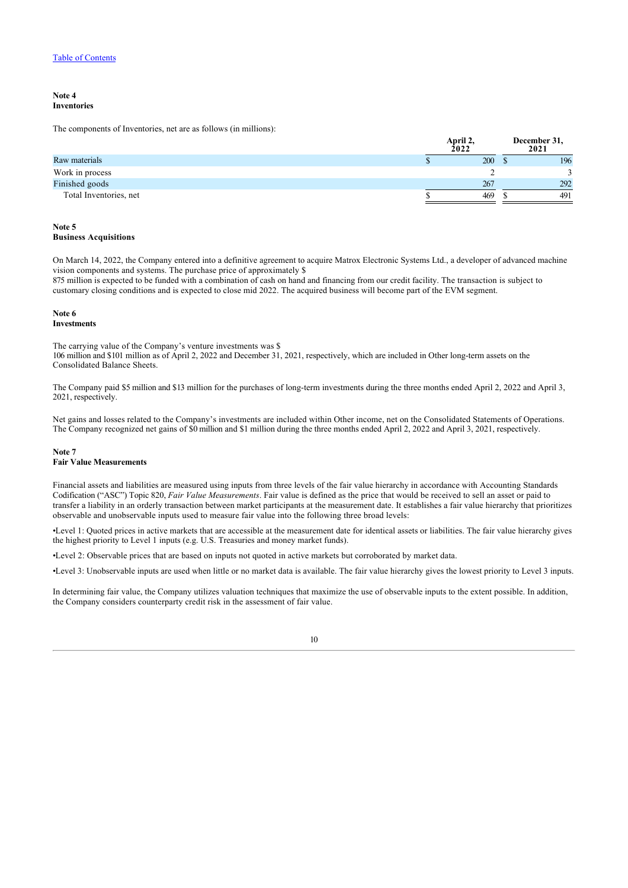## Note 4
## Inventories

The components of Inventories, net are as follows (in millions):

| | April 2, 2022 | December 31, 2021 |
|---|---|---|
| Raw materials | $ 200 | $ 196 |
| Work in process | 2 | 3 |
| Finished goods | 267 | 292 |
| Total Inventories, net | $ 469 | $ 491 |

## Note 5
## Business Acquisitions

On March 14, 2022, the Company entered into a definitive agreement to acquire Matrox Electronic Systems Ltd., a developer of advanced machine vision components and systems. The purchase price of approximately $ 875 million is expected to be funded with a combination of cash on hand and financing from our credit facility. The transaction is subject to customary closing conditions and is expected to close mid 2022. The acquired business will become part of the EVM segment.

## Note 6
## Investments

The carrying value of the Company's venture investments was $ 106 million and $101 million as of April 2, 2022 and December 31, 2021, respectively, which are included in Other long-term assets on the Consolidated Balance Sheets.

The Company paid $5 million and $13 million for the purchases of long-term investments during the three months ended April 2, 2022 and April 3, 2021, respectively.

Net gains and losses related to the Company's investments are included within Other income, net on the Consolidated Statements of Operations. The Company recognized net gains of $0 million and $1 million during the three months ended April 2, 2022 and April 3, 2021, respectively.

## Note 7
## Fair Value Measurements

Financial assets and liabilities are measured using inputs from three levels of the fair value hierarchy in accordance with Accounting Standards Codification ("ASC") Topic 820, *Fair Value Measurements*. Fair value is defined as the price that would be received to sell an asset or paid to transfer a liability in an orderly transaction between market participants at the measurement date. It establishes a fair value hierarchy that prioritizes observable and unobservable inputs used to measure fair value into the following three broad levels:

•Level 1: Quoted prices in active markets that are accessible at the measurement date for identical assets or liabilities. The fair value hierarchy gives the highest priority to Level 1 inputs (e.g. U.S. Treasuries and money market funds).

•Level 2: Observable prices that are based on inputs not quoted in active markets but corroborated by market data.

•Level 3: Unobservable inputs are used when little or no market data is available. The fair value hierarchy gives the lowest priority to Level 3 inputs.

In determining fair value, the Company utilizes valuation techniques that maximize the use of observable inputs to the extent possible. In addition, the Company considers counterparty credit risk in the assessment of fair value.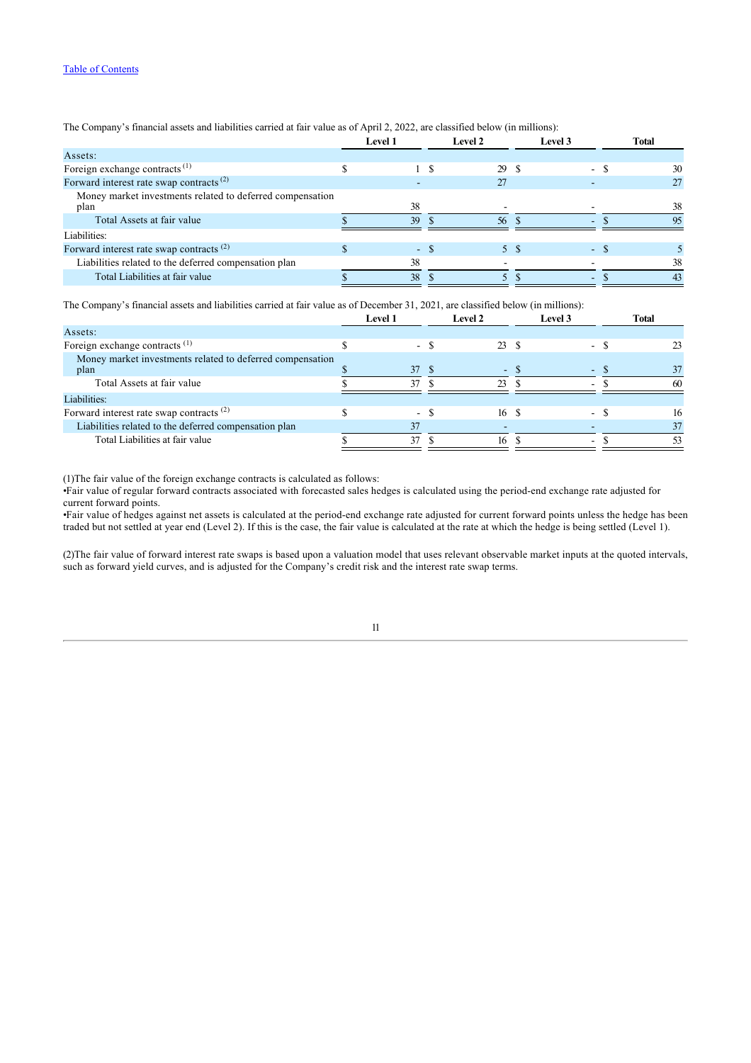[Table of Contents](#)

The Company’s financial assets and liabilities carried at fair value as of April 2, 2022, are classified below (in millions):

| | Level 1 | Level 2 | Level 3 | Total |
|---|---|---|---|---|
| Assets: | | | | |
| Foreign exchange contracts [(1)] | $ 1 | $ 29 | $ - | $ 30 |
| Forward interest rate swap contracts [(2)] | - | 27 | - | 27 |
| Money market investments related to deferred compensation plan | 38 | - | - | 38 |
| Total Assets at fair value | $ 39 | $ 56 | $ - | $ 95 |
| Liabilities: | | | | |
| Forward interest rate swap contracts [(2)] | $ - | $ 5 | $ - | $ 5 |
| Liabilities related to the deferred compensation plan | 38 | - | - | 38 |
| Total Liabilities at fair value | $ 38 | $ 5 | $ - | $ 43 |

The Company’s financial assets and liabilities carried at fair value as of December 31, 2021, are classified below (in millions):

| | Level 1 | Level 2 | Level 3 | Total |
|---|---|---|---|---|
| Assets: | | | | |
| Foreign exchange contracts [(1)] | $ - | $ 23 | $ - | $ 23 |
| Money market investments related to deferred compensation plan | $ 37 | $ - | $ - | $ 37 |
| Total Assets at fair value | $ 37 | $ 23 | $ - | $ 60 |
| Liabilities: | | | | |
| Forward interest rate swap contracts [(2)] | $ - | $ 16 | $ - | $ 16 |
| Liabilities related to the deferred compensation plan | 37 | - | - | 37 |
| Total Liabilities at fair value | $ 37 | $ 16 | $ - | $ 53 |

(1)The fair value of the foreign exchange contracts is calculated as follows:

- Fair value of regular forward contracts associated with forecasted sales hedges is calculated using the period-end exchange rate adjusted for current forward points.
- Fair value of hedges against net assets is calculated at the period-end exchange rate adjusted for current forward points unless the hedge has been traded but not settled at year end (Level 2). If this is the case, the fair value is calculated at the rate at which the hedge is being settled (Level 1).

(2)The fair value of forward interest rate swaps is based upon a valuation model that uses relevant observable market inputs at the quoted intervals, such as forward yield curves, and is adjusted for the Company’s credit risk and the interest rate swap terms.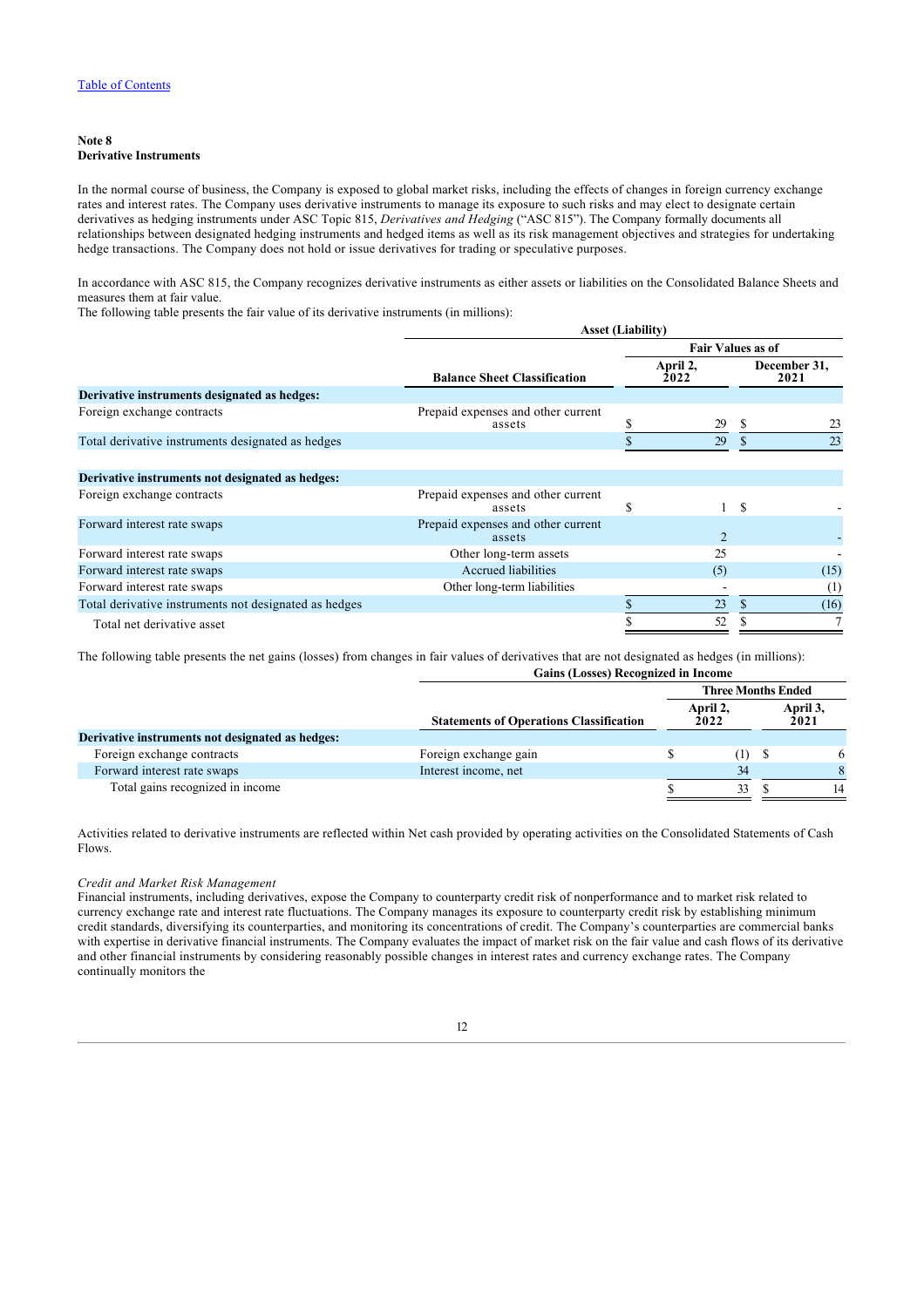[Table of Contents](#)

**Note 8**
**Derivative Instruments**

In the normal course of business, the Company is exposed to global market risks, including the effects of changes in foreign currency exchange rates and interest rates. The Company uses derivative instruments to manage its exposure to such risks and may elect to designate certain derivatives as hedging instruments under ASC Topic 815, *Derivatives and Hedging* ("ASC 815"). The Company formally documents all relationships between designated hedging instruments and hedged items as well as its risk management objectives and strategies for undertaking hedge transactions. The Company does not hold or issue derivatives for trading or speculative purposes.

In accordance with ASC 815, the Company recognizes derivative instruments as either assets or liabilities on the Consolidated Balance Sheets and measures them at fair value.
The following table presents the fair value of its derivative instruments (in millions):

| | Asset (Liability) | | |
|---|---|---|---|
| | | Fair Values as of | |
| | Balance Sheet Classification | April 2, 2022 | December 31, 2021 |
| **Derivative instruments designated as hedges:** | | | |
| Foreign exchange contracts | Prepaid expenses and other current assets | $ 29 | $ 23 |
| Total derivative instruments designated as hedges | | $ 29 | $ 23 |
| | | | |
| **Derivative instruments not designated as hedges:** | | | |
| Foreign exchange contracts | Prepaid expenses and other current assets | $ 1 | $ - |
| Forward interest rate swaps | Prepaid expenses and other current assets | 2 | - |
| Forward interest rate swaps | Other long-term assets | 25 | - |
| Forward interest rate swaps | Accrued liabilities | (5) | (15) |
| Forward interest rate swaps | Other long-term liabilities | - | (1) |
| Total derivative instruments not designated as hedges | | $ 23 | $ (16) |
| Total net derivative asset | | $ 52 | $ 7 |

The following table presents the net gains (losses) from changes in fair values of derivatives that are not designated as hedges (in millions):

| | Gains (Losses) Recognized in Income | | |
|---|---|---|---|
| | | Three Months Ended | |
| | Statements of Operations Classification | April 2, 2022 | April 3, 2021 |
| **Derivative instruments not designated as hedges:** | | | |
| Foreign exchange contracts | Foreign exchange gain | $ (1) | $ 6 |
| Forward interest rate swaps | Interest income, net | 34 | 8 |
| Total gains recognized in income | | $ 33 | $ 14 |

Activities related to derivative instruments are reflected within Net cash provided by operating activities on the Consolidated Statements of Cash Flows.

*Credit and Market Risk Management*
Financial instruments, including derivatives, expose the Company to counterparty credit risk of nonperformance and to market risk related to currency exchange rate and interest rate fluctuations. The Company manages its exposure to counterparty credit risk by establishing minimum credit standards, diversifying its counterparties, and monitoring its concentrations of credit. The Company's counterparties are commercial banks with expertise in derivative financial instruments. The Company evaluates the impact of market risk on the fair value and cash flows of its derivative and other financial instruments by considering reasonably possible changes in interest rates and currency exchange rates. The Company continually monitors the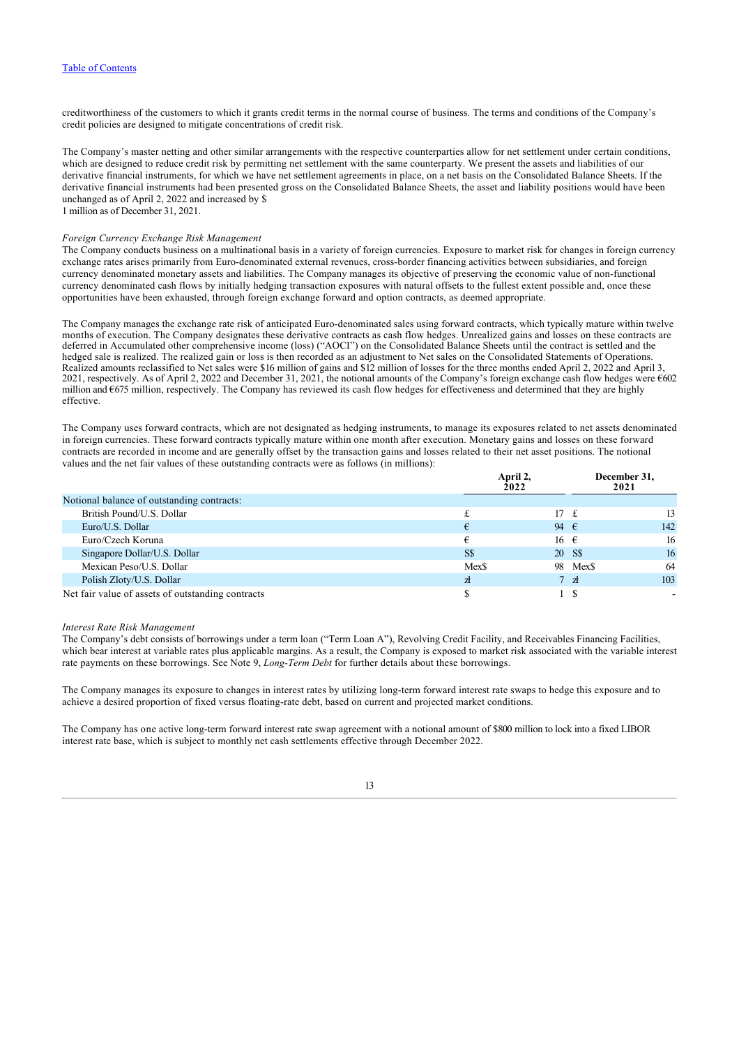creditworthiness of the customers to which it grants credit terms in the normal course of business. The terms and conditions of the Company's credit policies are designed to mitigate concentrations of credit risk.

The Company's master netting and other similar arrangements with the respective counterparties allow for net settlement under certain conditions, which are designed to reduce credit risk by permitting net settlement with the same counterparty. We present the assets and liabilities of our derivative financial instruments, for which we have net settlement agreements in place, on a net basis on the Consolidated Balance Sheets. If the derivative financial instruments had been presented gross on the Consolidated Balance Sheets, the asset and liability positions would have been unchanged as of April 2, 2022 and increased by $
1 million as of December 31, 2021.

*Foreign Currency Exchange Risk Management*
The Company conducts business on a multinational basis in a variety of foreign currencies. Exposure to market risk for changes in foreign currency exchange rates arises primarily from Euro-denominated external revenues, cross-border financing activities between subsidiaries, and foreign currency denominated monetary assets and liabilities. The Company manages its objective of preserving the economic value of non-functional currency denominated cash flows by initially hedging transaction exposures with natural offsets to the fullest extent possible and, once these opportunities have been exhausted, through foreign exchange forward and option contracts, as deemed appropriate.

The Company manages the exchange rate risk of anticipated Euro-denominated sales using forward contracts, which typically mature within twelve months of execution. The Company designates these derivative contracts as cash flow hedges. Unrealized gains and losses on these contracts are deferred in Accumulated other comprehensive income (loss) ("AOCI") on the Consolidated Balance Sheets until the contract is settled and the hedged sale is realized. The realized gain or loss is then recorded as an adjustment to Net sales on the Consolidated Statements of Operations. Realized amounts reclassified to Net sales were $16 million of gains and $12 million of losses for the three months ended April 2, 2022 and April 3, 2021, respectively. As of April 2, 2022 and December 31, 2021, the notional amounts of the Company's foreign exchange cash flow hedges were €602 million and €675 million, respectively. The Company has reviewed its cash flow hedges for effectiveness and determined that they are highly effective.

The Company uses forward contracts, which are not designated as hedging instruments, to manage its exposures related to net assets denominated in foreign currencies. These forward contracts typically mature within one month after execution. Monetary gains and losses on these forward contracts are recorded in income and are generally offset by the transaction gains and losses related to their net asset positions. The notional values and the net fair values of these outstanding contracts were as follows (in millions):

| | April 2, 2022 | | December 31, 2021 | |
|---|---|---|---|---|
| Notional balance of outstanding contracts: | | | | |
| British Pound/U.S. Dollar | £ | 17 | £ | 13 |
| Euro/U.S. Dollar | € | 94 | € | 142 |
| Euro/Czech Koruna | € | 16 | € | 16 |
| Singapore Dollar/U.S. Dollar | S$ | 20 | S$ | 16 |
| Mexican Peso/U.S. Dollar | Mex$ | 98 | Mex$ | 64 |
| Polish Zloty/U.S. Dollar | zł | 7 | zł | 103 |
| Net fair value of assets of outstanding contracts | $ | 1 | $ | - |

*Interest Rate Risk Management*
The Company's debt consists of borrowings under a term loan ("Term Loan A"), Revolving Credit Facility, and Receivables Financing Facilities, which bear interest at variable rates plus applicable margins. As a result, the Company is exposed to market risk associated with the variable interest rate payments on these borrowings. See Note 9, *Long-Term Debt* for further details about these borrowings.

The Company manages its exposure to changes in interest rates by utilizing long-term forward interest rate swaps to hedge this exposure and to achieve a desired proportion of fixed versus floating-rate debt, based on current and projected market conditions.

The Company has one active long-term forward interest rate swap agreement with a notional amount of $800 million to lock into a fixed LIBOR interest rate base, which is subject to monthly net cash settlements effective through December 2022.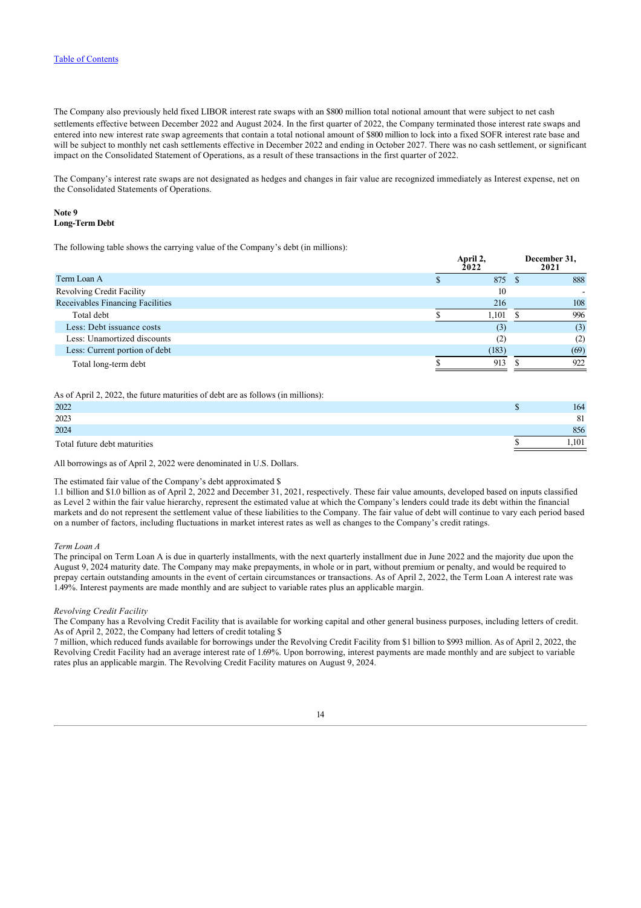The Company also previously held fixed LIBOR interest rate swaps with an $800 million total notional amount that were subject to net cash settlements effective between December 2022 and August 2024. In the first quarter of 2022, the Company terminated those interest rate swaps and entered into new interest rate swap agreements that contain a total notional amount of $800 million to lock into a fixed SOFR interest rate base and will be subject to monthly net cash settlements effective in December 2022 and ending in October 2027. There was no cash settlement, or significant impact on the Consolidated Statement of Operations, as a result of these transactions in the first quarter of 2022.

The Company's interest rate swaps are not designated as hedges and changes in fair value are recognized immediately as Interest expense, net on the Consolidated Statements of Operations.

**Note 9**
**Long-Term Debt**

The following table shows the carrying value of the Company's debt (in millions):

| | April 2, 2022 | December 31, 2021 |
|---|---|---|
| Term Loan A | $ 875 | $ 888 |
| Revolving Credit Facility | 10 | - |
| Receivables Financing Facilities | 216 | 108 |
| Total debt | $ 1,101 | $ 996 |
| Less: Debt issuance costs | (3) | (3) |
| Less: Unamortized discounts | (2) | (2) |
| Less: Current portion of debt | (183) | (69) |
| Total long-term debt | $ 913 | $ 922 |

As of April 2, 2022, the future maturities of debt are as follows (in millions):

| | |
|---|---|
| 2022 | $ 164 |
| 2023 | 81 |
| 2024 | 856 |
| Total future debt maturities | $ 1,101 |

All borrowings as of April 2, 2022 were denominated in U.S. Dollars.

The estimated fair value of the Company's debt approximated $
1.1 billion and $1.0 billion as of April 2, 2022 and December 31, 2021, respectively. These fair value amounts, developed based on inputs classified as Level 2 within the fair value hierarchy, represent the estimated value at which the Company's lenders could trade its debt within the financial markets and do not represent the settlement value of these liabilities to the Company. The fair value of debt will continue to vary each period based on a number of factors, including fluctuations in market interest rates as well as changes to the Company's credit ratings.

*Term Loan A*
The principal on Term Loan A is due in quarterly installments, with the next quarterly installment due in June 2022 and the majority due upon the August 9, 2024 maturity date. The Company may make prepayments, in whole or in part, without premium or penalty, and would be required to prepay certain outstanding amounts in the event of certain circumstances or transactions. As of April 2, 2022, the Term Loan A interest rate was 1.49%. Interest payments are made monthly and are subject to variable rates plus an applicable margin.

*Revolving Credit Facility*
The Company has a Revolving Credit Facility that is available for working capital and other general business purposes, including letters of credit. As of April 2, 2022, the Company had letters of credit totaling $
7 million, which reduced funds available for borrowings under the Revolving Credit Facility from $1 billion to $993 million. As of April 2, 2022, the Revolving Credit Facility had an average interest rate of 1.69%. Upon borrowing, interest payments are made monthly and are subject to variable rates plus an applicable margin. The Revolving Credit Facility matures on August 9, 2024.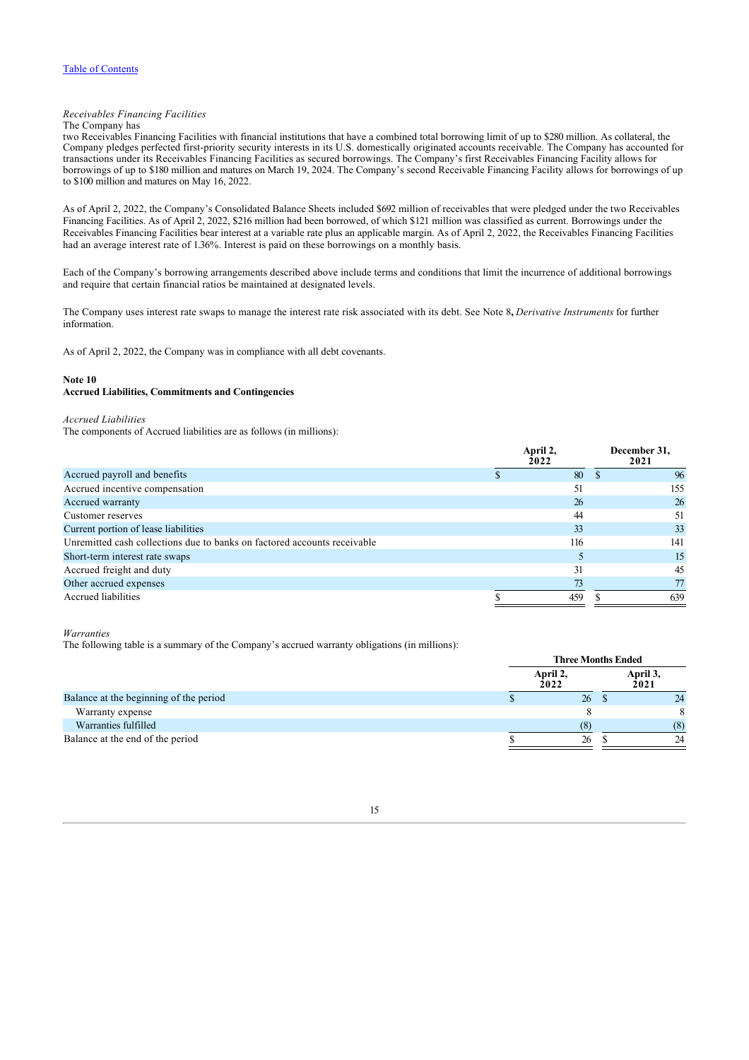*Receivables Financing Facilities*

The Company has two Receivables Financing Facilities with financial institutions that have a combined total borrowing limit of up to $280 million. As collateral, the Company pledges perfected first-priority security interests in its U.S. domestically originated accounts receivable. The Company has accounted for transactions under its Receivables Financing Facilities as secured borrowings. The Company's first Receivables Financing Facility allows for borrowings of up to $180 million and matures on March 19, 2024. The Company's second Receivable Financing Facility allows for borrowings of up to $100 million and matures on May 16, 2022.

As of April 2, 2022, the Company's Consolidated Balance Sheets included $692 million of receivables that were pledged under the two Receivables Financing Facilities. As of April 2, 2022, $216 million had been borrowed, of which $121 million was classified as current. Borrowings under the Receivables Financing Facilities bear interest at a variable rate plus an applicable margin. As of April 2, 2022, the Receivables Financing Facilities had an average interest rate of 1.36%. Interest is paid on these borrowings on a monthly basis.

Each of the Company's borrowing arrangements described above include terms and conditions that limit the incurrence of additional borrowings and require that certain financial ratios be maintained at designated levels.

The Company uses interest rate swaps to manage the interest rate risk associated with its debt. See Note 8**,** *Derivative Instruments* for further information.

As of April 2, 2022, the Company was in compliance with all debt covenants.

**Note 10**
**Accrued Liabilities, Commitments and Contingencies**

*Accrued Liabilities*

The components of Accrued liabilities are as follows (in millions):

| | April 2, 2022 | December 31, 2021 |
|---|---|---|
| Accrued payroll and benefits | $ 80 | $ 96 |
| Accrued incentive compensation | 51 | 155 |
| Accrued warranty | 26 | 26 |
| Customer reserves | 44 | 51 |
| Current portion of lease liabilities | 33 | 33 |
| Unremitted cash collections due to banks on factored accounts receivable | 116 | 141 |
| Short-term interest rate swaps | 5 | 15 |
| Accrued freight and duty | 31 | 45 |
| Other accrued expenses | 73 | 77 |
| Accrued liabilities | $ 459 | $ 639 |

*Warranties*

The following table is a summary of the Company's accrued warranty obligations (in millions):

| | Three Months Ended | |
|---|---|---|
| | April 2, 2022 | April 3, 2021 |
| Balance at the beginning of the period | $ 26 | $ 24 |
| Warranty expense | 8 | 8 |
| Warranties fulfilled | (8) | (8) |
| Balance at the end of the period | $ 26 | $ 24 |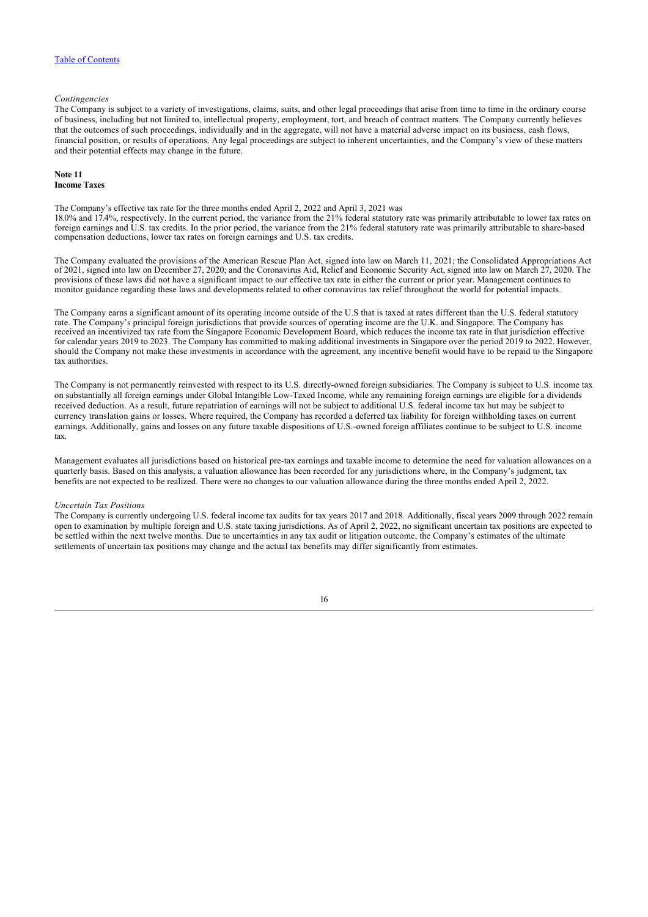*Contingencies*

The Company is subject to a variety of investigations, claims, suits, and other legal proceedings that arise from time to time in the ordinary course of business, including but not limited to, intellectual property, employment, tort, and breach of contract matters. The Company currently believes that the outcomes of such proceedings, individually and in the aggregate, will not have a material adverse impact on its business, cash flows, financial position, or results of operations. Any legal proceedings are subject to inherent uncertainties, and the Company's view of these matters and their potential effects may change in the future.

**Note 11**
**Income Taxes**

The Company's effective tax rate for the three months ended April 2, 2022 and April 3, 2021 was 18.0% and 17.4%, respectively. In the current period, the variance from the 21% federal statutory rate was primarily attributable to lower tax rates on foreign earnings and U.S. tax credits. In the prior period, the variance from the 21% federal statutory rate was primarily attributable to share-based compensation deductions, lower tax rates on foreign earnings and U.S. tax credits.

The Company evaluated the provisions of the American Rescue Plan Act, signed into law on March 11, 2021; the Consolidated Appropriations Act of 2021, signed into law on December 27, 2020; and the Coronavirus Aid, Relief and Economic Security Act, signed into law on March 27, 2020. The provisions of these laws did not have a significant impact to our effective tax rate in either the current or prior year. Management continues to monitor guidance regarding these laws and developments related to other coronavirus tax relief throughout the world for potential impacts.

The Company earns a significant amount of its operating income outside of the U.S that is taxed at rates different than the U.S. federal statutory rate. The Company's principal foreign jurisdictions that provide sources of operating income are the U.K. and Singapore. The Company has received an incentivized tax rate from the Singapore Economic Development Board, which reduces the income tax rate in that jurisdiction effective for calendar years 2019 to 2023. The Company has committed to making additional investments in Singapore over the period 2019 to 2022. However, should the Company not make these investments in accordance with the agreement, any incentive benefit would have to be repaid to the Singapore tax authorities.

The Company is not permanently reinvested with respect to its U.S. directly-owned foreign subsidiaries. The Company is subject to U.S. income tax on substantially all foreign earnings under Global Intangible Low-Taxed Income, while any remaining foreign earnings are eligible for a dividends received deduction. As a result, future repatriation of earnings will not be subject to additional U.S. federal income tax but may be subject to currency translation gains or losses. Where required, the Company has recorded a deferred tax liability for foreign withholding taxes on current earnings. Additionally, gains and losses on any future taxable dispositions of U.S.-owned foreign affiliates continue to be subject to U.S. income tax.

Management evaluates all jurisdictions based on historical pre-tax earnings and taxable income to determine the need for valuation allowances on a quarterly basis. Based on this analysis, a valuation allowance has been recorded for any jurisdictions where, in the Company's judgment, tax benefits are not expected to be realized. There were no changes to our valuation allowance during the three months ended April 2, 2022.

*Uncertain Tax Positions*

The Company is currently undergoing U.S. federal income tax audits for tax years 2017 and 2018. Additionally, fiscal years 2009 through 2022 remain open to examination by multiple foreign and U.S. state taxing jurisdictions. As of April 2, 2022, no significant uncertain tax positions are expected to be settled within the next twelve months. Due to uncertainties in any tax audit or litigation outcome, the Company's estimates of the ultimate settlements of uncertain tax positions may change and the actual tax benefits may differ significantly from estimates.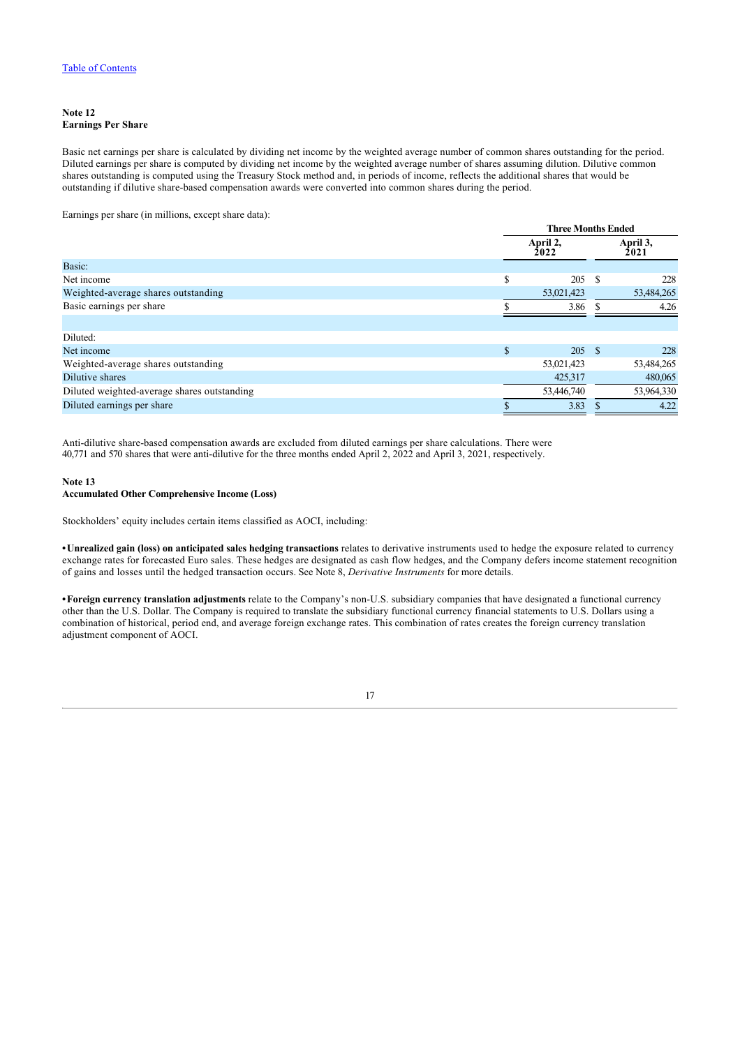**Note 12**
**Earnings Per Share**

Basic net earnings per share is calculated by dividing net income by the weighted average number of common shares outstanding for the period. Diluted earnings per share is computed by dividing net income by the weighted average number of shares assuming dilution. Dilutive common shares outstanding is computed using the Treasury Stock method and, in periods of income, reflects the additional shares that would be outstanding if dilutive share-based compensation awards were converted into common shares during the period.

Earnings per share (in millions, except share data):

| | Three Months Ended | |
|---|---|---|
| | April 2, 2022 | April 3, 2021 |
| Basic: | | |
| Net income | $ 205 | $ 228 |
| Weighted-average shares outstanding | 53,021,423 | 53,484,265 |
| Basic earnings per share | $ 3.86 | $ 4.26 |
| | | |
| Diluted: | | |
| Net income | $ 205 | $ 228 |
| Weighted-average shares outstanding | 53,021,423 | 53,484,265 |
| Dilutive shares | 425,317 | 480,065 |
| Diluted weighted-average shares outstanding | 53,446,740 | 53,964,330 |
| Diluted earnings per share | $ 3.83 | $ 4.22 |

Anti-dilutive share-based compensation awards are excluded from diluted earnings per share calculations. There were 40,771 and 570 shares that were anti-dilutive for the three months ended April 2, 2022 and April 3, 2021, respectively.

**Note 13**
**Accumulated Other Comprehensive Income (Loss)**

Stockholders' equity includes certain items classified as AOCI, including:

• **Unrealized gain (loss) on anticipated sales hedging transactions** relates to derivative instruments used to hedge the exposure related to currency exchange rates for forecasted Euro sales. These hedges are designated as cash flow hedges, and the Company defers income statement recognition of gains and losses until the hedged transaction occurs. See Note 8, *Derivative Instruments* for more details.

• **Foreign currency translation adjustments** relate to the Company's non-U.S. subsidiary companies that have designated a functional currency other than the U.S. Dollar. The Company is required to translate the subsidiary functional currency financial statements to U.S. Dollars using a combination of historical, period end, and average foreign exchange rates. This combination of rates creates the foreign currency translation adjustment component of AOCI.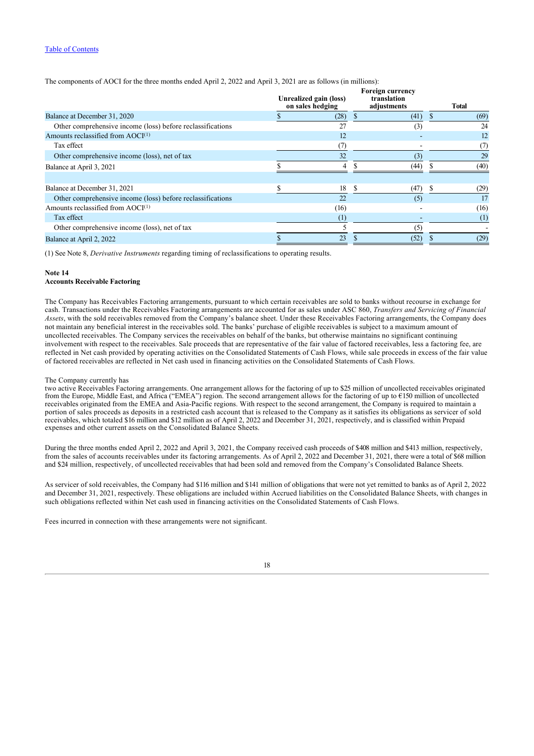The components of AOCI for the three months ended April 2, 2022 and April 3, 2021 are as follows (in millions):

| | Unrealized gain (loss) on sales hedging | Foreign currency translation adjustments | Total |
|---|---|---|---|
| Balance at December 31, 2020 | $ (28) | $ (41) | $ (69) |
| Other comprehensive income (loss) before reclassifications | 27 | (3) | 24 |
| Amounts reclassified from AOCI[(1)] | 12 | - | 12 |
| Tax effect | (7) | - | (7) |
| Other comprehensive income (loss), net of tax | 32 | (3) | 29 |
| Balance at April 3, 2021 | $ 4 | $ (44) | $ (40) |
| | | | |
| Balance at December 31, 2021 | $ 18 | $ (47) | $ (29) |
| Other comprehensive income (loss) before reclassifications | 22 | (5) | 17 |
| Amounts reclassified from AOCI[(1)] | (16) | - | (16) |
| Tax effect | (1) | - | (1) |
| Other comprehensive income (loss), net of tax | 5 | (5) | - |
| Balance at April 2, 2022 | $ 23 | $ (52) | $ (29) |

(1) See Note 8, *Derivative Instruments* regarding timing of reclassifications to operating results.

**Note 14**
**Accounts Receivable Factoring**

The Company has Receivables Factoring arrangements, pursuant to which certain receivables are sold to banks without recourse in exchange for cash. Transactions under the Receivables Factoring arrangements are accounted for as sales under ASC 860, *Transfers and Servicing of Financial Assets*, with the sold receivables removed from the Company's balance sheet. Under these Receivables Factoring arrangements, the Company does not maintain any beneficial interest in the receivables sold. The banks' purchase of eligible receivables is subject to a maximum amount of uncollected receivables. The Company services the receivables on behalf of the banks, but otherwise maintains no significant continuing involvement with respect to the receivables. Sale proceeds that are representative of the fair value of factored receivables, less a factoring fee, are reflected in Net cash provided by operating activities on the Consolidated Statements of Cash Flows, while sale proceeds in excess of the fair value of factored receivables are reflected in Net cash used in financing activities on the Consolidated Statements of Cash Flows.

The Company currently has
two active Receivables Factoring arrangements. One arrangement allows for the factoring of up to $25 million of uncollected receivables originated from the Europe, Middle East, and Africa ("EMEA") region. The second arrangement allows for the factoring of up to €150 million of uncollected receivables originated from the EMEA and Asia-Pacific regions. With respect to the second arrangement, the Company is required to maintain a portion of sales proceeds as deposits in a restricted cash account that is released to the Company as it satisfies its obligations as servicer of sold receivables, which totaled $16 million and $12 million as of April 2, 2022 and December 31, 2021, respectively, and is classified within Prepaid expenses and other current assets on the Consolidated Balance Sheets.

During the three months ended April 2, 2022 and April 3, 2021, the Company received cash proceeds of $408 million and $413 million, respectively, from the sales of accounts receivables under its factoring arrangements. As of April 2, 2022 and December 31, 2021, there were a total of $68 million and $24 million, respectively, of uncollected receivables that had been sold and removed from the Company's Consolidated Balance Sheets.

As servicer of sold receivables, the Company had $116 million and $141 million of obligations that were not yet remitted to banks as of April 2, 2022 and December 31, 2021, respectively. These obligations are included within Accrued liabilities on the Consolidated Balance Sheets, with changes in such obligations reflected within Net cash used in financing activities on the Consolidated Statements of Cash Flows.

Fees incurred in connection with these arrangements were not significant.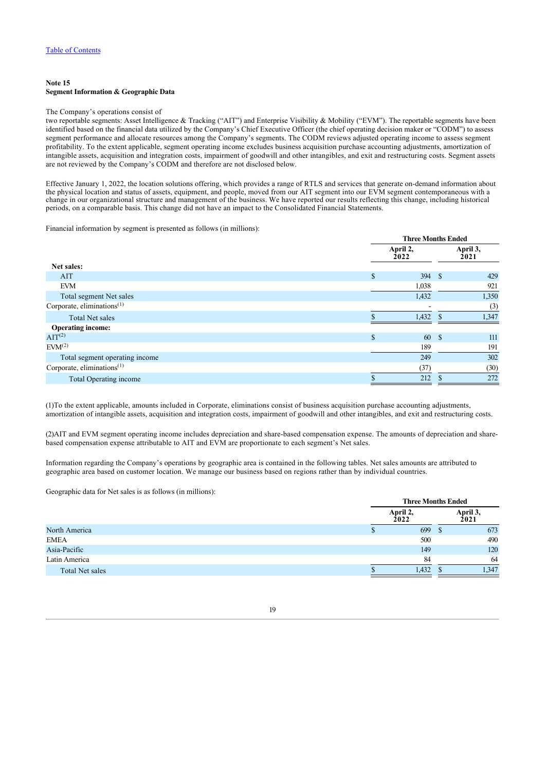## Note 15
## Segment Information & Geographic Data

The Company's operations consist of
two reportable segments: Asset Intelligence & Tracking ("AIT") and Enterprise Visibility & Mobility ("EVM"). The reportable segments have been identified based on the financial data utilized by the Company's Chief Executive Officer (the chief operating decision maker or "CODM") to assess segment performance and allocate resources among the Company's segments. The CODM reviews adjusted operating income to assess segment profitability. To the extent applicable, segment operating income excludes business acquisition purchase accounting adjustments, amortization of intangible assets, acquisition and integration costs, impairment of goodwill and other intangibles, and exit and restructuring costs. Segment assets are not reviewed by the Company's CODM and therefore are not disclosed below.

Effective January 1, 2022, the location solutions offering, which provides a range of RTLS and services that generate on-demand information about the physical location and status of assets, equipment, and people, moved from our AIT segment into our EVM segment contemporaneous with a change in our organizational structure and management of the business. We have reported our results reflecting this change, including historical periods, on a comparable basis. This change did not have an impact to the Consolidated Financial Statements.

Financial information by segment is presented as follows (in millions):

| | Three Months Ended | |
|---|---|---|
| | April 2, 2022 | April 3, 2021 |
| **Net sales:** | | |
| AIT | $ 394 | $ 429 |
| EVM | 1,038 | 921 |
| Total segment Net sales | 1,432 | 1,350 |
| Corporate, eliminations[1] | - | (3) |
| Total Net sales | $ 1,432 | $ 1,347 |
| **Operating income:** | | |
| AIT[2] | $ 60 | $ 111 |
| EVM[2] | 189 | 191 |
| Total segment operating income | 249 | 302 |
| Corporate, eliminations[1] | (37) | (30) |
| Total Operating income | $ 212 | $ 272 |

(1)To the extent applicable, amounts included in Corporate, eliminations consist of business acquisition purchase accounting adjustments, amortization of intangible assets, acquisition and integration costs, impairment of goodwill and other intangibles, and exit and restructuring costs.

(2)AIT and EVM segment operating income includes depreciation and share-based compensation expense. The amounts of depreciation and share-based compensation expense attributable to AIT and EVM are proportionate to each segment's Net sales.

Information regarding the Company's operations by geographic area is contained in the following tables. Net sales amounts are attributed to geographic area based on customer location. We manage our business based on regions rather than by individual countries.

Geographic data for Net sales is as follows (in millions):

| | Three Months Ended | |
|---|---|---|
| | April 2, 2022 | April 3, 2021 |
| North America | $ 699 | $ 673 |
| EMEA | 500 | 490 |
| Asia-Pacific | 149 | 120 |
| Latin America | 84 | 64 |
| Total Net sales | $ 1,432 | $ 1,347 |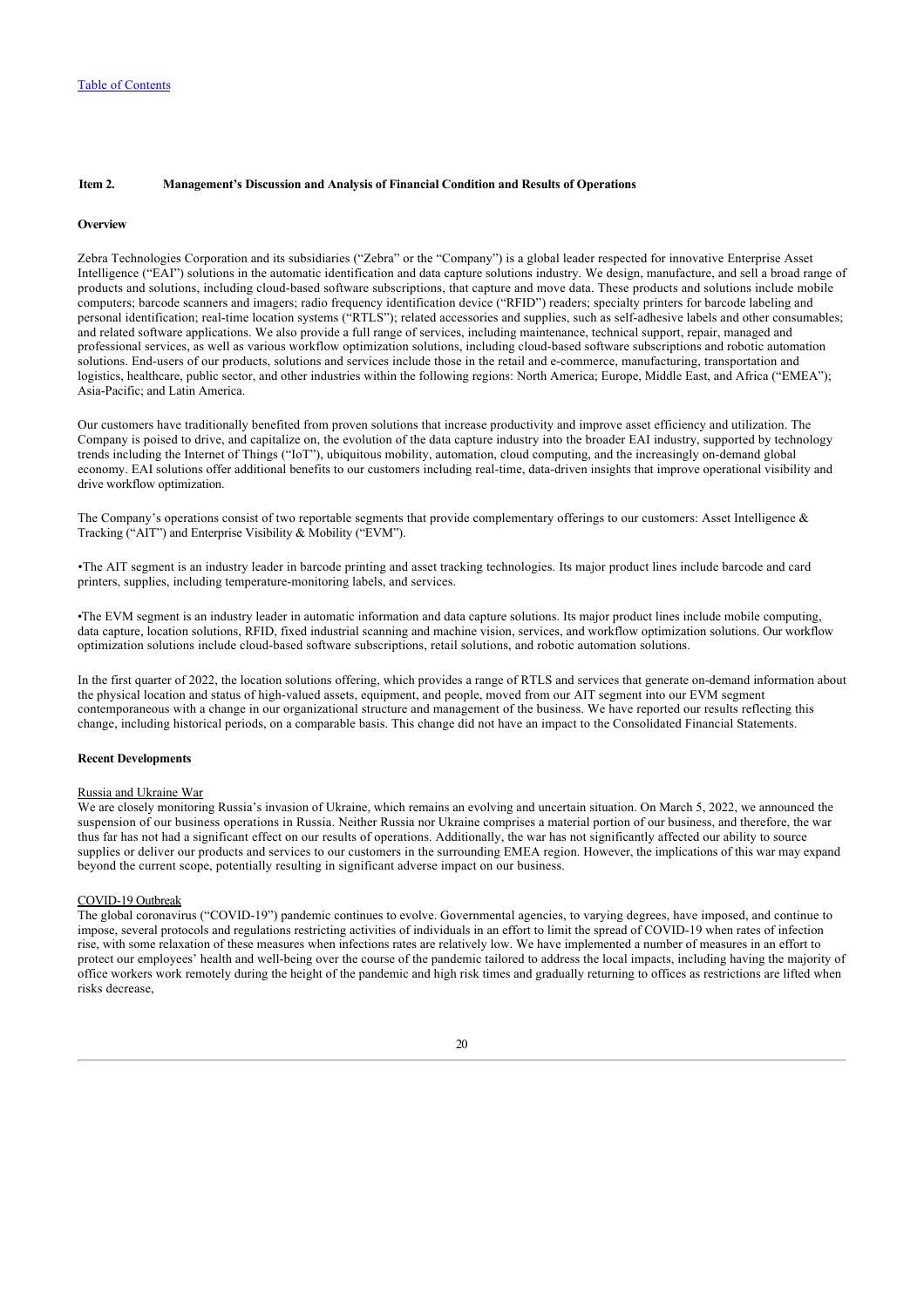[Table of Contents](#)

## Item 2. Management's Discussion and Analysis of Financial Condition and Results of Operations

### Overview

Zebra Technologies Corporation and its subsidiaries ("Zebra" or the "Company") is a global leader respected for innovative Enterprise Asset Intelligence ("EAI") solutions in the automatic identification and data capture solutions industry. We design, manufacture, and sell a broad range of products and solutions, including cloud-based software subscriptions, that capture and move data. These products and solutions include mobile computers; barcode scanners and imagers; radio frequency identification device ("RFID") readers; specialty printers for barcode labeling and personal identification; real-time location systems ("RTLS"); related accessories and supplies, such as self-adhesive labels and other consumables; and related software applications. We also provide a full range of services, including maintenance, technical support, repair, managed and professional services, as well as various workflow optimization solutions, including cloud-based software subscriptions and robotic automation solutions. End-users of our products, solutions and services include those in the retail and e-commerce, manufacturing, transportation and logistics, healthcare, public sector, and other industries within the following regions: North America; Europe, Middle East, and Africa ("EMEA"); Asia-Pacific; and Latin America.

Our customers have traditionally benefited from proven solutions that increase productivity and improve asset efficiency and utilization. The Company is poised to drive, and capitalize on, the evolution of the data capture industry into the broader EAI industry, supported by technology trends including the Internet of Things ("IoT"), ubiquitous mobility, automation, cloud computing, and the increasingly on-demand global economy. EAI solutions offer additional benefits to our customers including real-time, data-driven insights that improve operational visibility and drive workflow optimization.

The Company's operations consist of two reportable segments that provide complementary offerings to our customers: Asset Intelligence & Tracking ("AIT") and Enterprise Visibility & Mobility ("EVM").

- The AIT segment is an industry leader in barcode printing and asset tracking technologies. Its major product lines include barcode and card printers, supplies, including temperature-monitoring labels, and services.

- The EVM segment is an industry leader in automatic information and data capture solutions. Its major product lines include mobile computing, data capture, location solutions, RFID, fixed industrial scanning and machine vision, services, and workflow optimization solutions. Our workflow optimization solutions include cloud-based software subscriptions, retail solutions, and robotic automation solutions.

In the first quarter of 2022, the location solutions offering, which provides a range of RTLS and services that generate on-demand information about the physical location and status of high-valued assets, equipment, and people, moved from our AIT segment into our EVM segment contemporaneous with a change in our organizational structure and management of the business. We have reported our results reflecting this change, including historical periods, on a comparable basis. This change did not have an impact to the Consolidated Financial Statements.

### Recent Developments

Russia and Ukraine War

We are closely monitoring Russia's invasion of Ukraine, which remains an evolving and uncertain situation. On March 5, 2022, we announced the suspension of our business operations in Russia. Neither Russia nor Ukraine comprises a material portion of our business, and therefore, the war thus far has not had a significant effect on our results of operations. Additionally, the war has not significantly affected our ability to source supplies or deliver our products and services to our customers in the surrounding EMEA region. However, the implications of this war may expand beyond the current scope, potentially resulting in significant adverse impact on our business.

COVID-19 Outbreak

The global coronavirus ("COVID-19") pandemic continues to evolve. Governmental agencies, to varying degrees, have imposed, and continue to impose, several protocols and regulations restricting activities of individuals in an effort to limit the spread of COVID-19 when rates of infection rise, with some relaxation of these measures when infections rates are relatively low. We have implemented a number of measures in an effort to protect our employees' health and well-being over the course of the pandemic tailored to address the local impacts, including having the majority of office workers work remotely during the height of the pandemic and high risk times and gradually returning to offices as restrictions are lifted when risks decrease,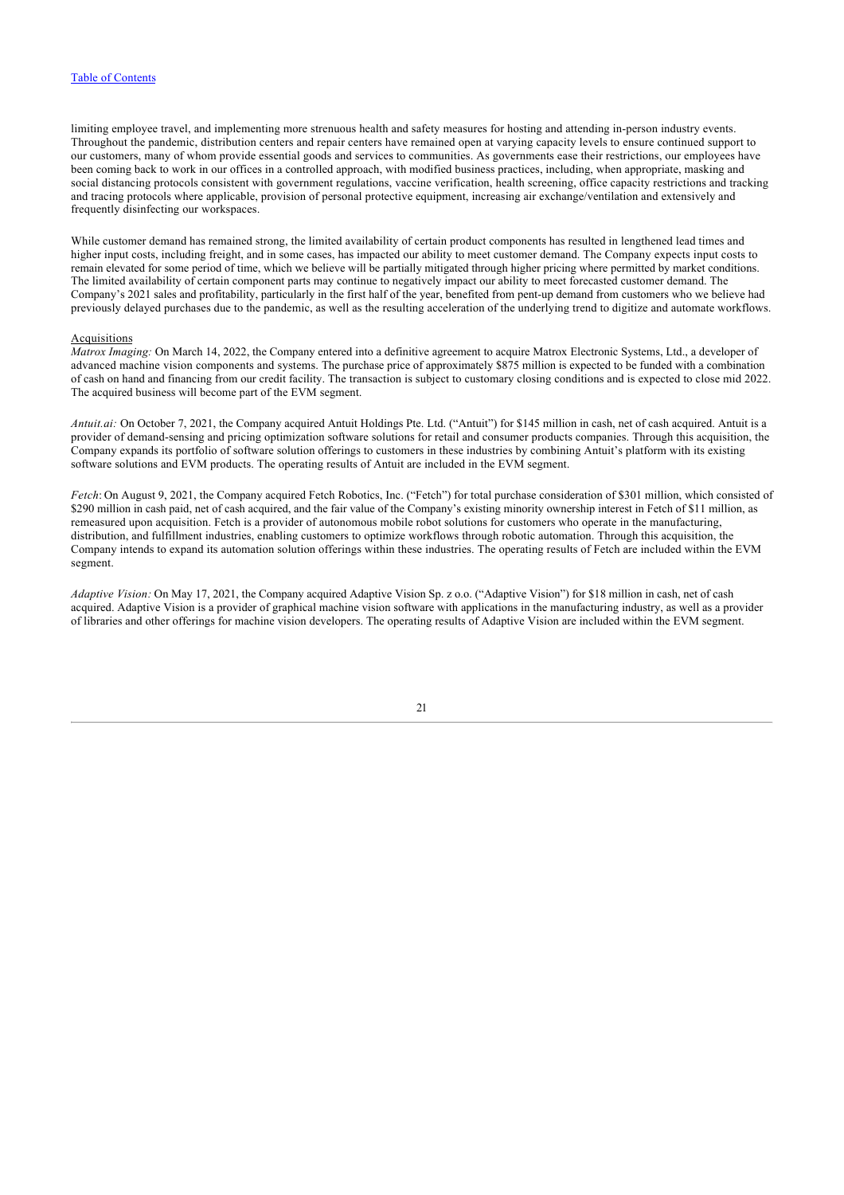limiting employee travel, and implementing more strenuous health and safety measures for hosting and attending in-person industry events. Throughout the pandemic, distribution centers and repair centers have remained open at varying capacity levels to ensure continued support to our customers, many of whom provide essential goods and services to communities. As governments ease their restrictions, our employees have been coming back to work in our offices in a controlled approach, with modified business practices, including, when appropriate, masking and social distancing protocols consistent with government regulations, vaccine verification, health screening, office capacity restrictions and tracking and tracing protocols where applicable, provision of personal protective equipment, increasing air exchange/ventilation and extensively and frequently disinfecting our workspaces.

While customer demand has remained strong, the limited availability of certain product components has resulted in lengthened lead times and higher input costs, including freight, and in some cases, has impacted our ability to meet customer demand. The Company expects input costs to remain elevated for some period of time, which we believe will be partially mitigated through higher pricing where permitted by market conditions. The limited availability of certain component parts may continue to negatively impact our ability to meet forecasted customer demand. The Company's 2021 sales and profitability, particularly in the first half of the year, benefited from pent-up demand from customers who we believe had previously delayed purchases due to the pandemic, as well as the resulting acceleration of the underlying trend to digitize and automate workflows.

Acquisitions

*Matrox Imaging:* On March 14, 2022, the Company entered into a definitive agreement to acquire Matrox Electronic Systems, Ltd., a developer of advanced machine vision components and systems. The purchase price of approximately $875 million is expected to be funded with a combination of cash on hand and financing from our credit facility. The transaction is subject to customary closing conditions and is expected to close mid 2022. The acquired business will become part of the EVM segment.

*Antuit.ai:* On October 7, 2021, the Company acquired Antuit Holdings Pte. Ltd. ("Antuit") for $145 million in cash, net of cash acquired. Antuit is a provider of demand-sensing and pricing optimization software solutions for retail and consumer products companies. Through this acquisition, the Company expands its portfolio of software solution offerings to customers in these industries by combining Antuit's platform with its existing software solutions and EVM products. The operating results of Antuit are included in the EVM segment.

*Fetch*: On August 9, 2021, the Company acquired Fetch Robotics, Inc. ("Fetch") for total purchase consideration of $301 million, which consisted of $290 million in cash paid, net of cash acquired, and the fair value of the Company's existing minority ownership interest in Fetch of $11 million, as remeasured upon acquisition. Fetch is a provider of autonomous mobile robot solutions for customers who operate in the manufacturing, distribution, and fulfillment industries, enabling customers to optimize workflows through robotic automation. Through this acquisition, the Company intends to expand its automation solution offerings within these industries. The operating results of Fetch are included within the EVM segment.

*Adaptive Vision:* On May 17, 2021, the Company acquired Adaptive Vision Sp. z o.o. ("Adaptive Vision") for $18 million in cash, net of cash acquired. Adaptive Vision is a provider of graphical machine vision software with applications in the manufacturing industry, as well as a provider of libraries and other offerings for machine vision developers. The operating results of Adaptive Vision are included within the EVM segment.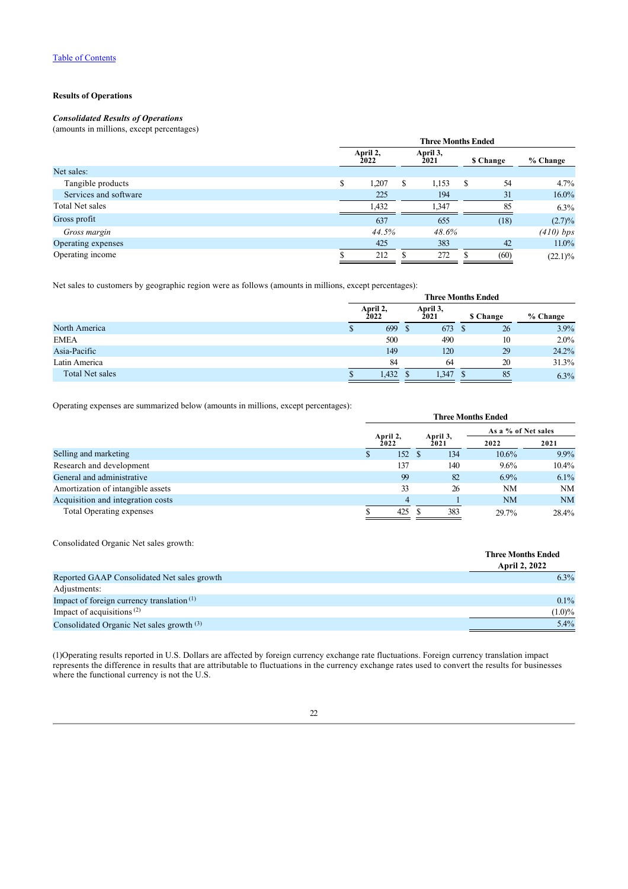[Table of Contents](#)

**Results of Operations**

***Consolidated Results of Operations***
(amounts in millions, except percentages)

| | Three Months Ended | | | |
|---|---|---|---|---|
| | April 2, 2022 | April 3, 2021 | $ Change | % Change |
| Net sales: | | | | |
| Tangible products | $ 1,207 | $ 1,153 | $ 54 | 4.7% |
| Services and software | 225 | 194 | 31 | 16.0% |
| Total Net sales | 1,432 | 1,347 | 85 | 6.3% |
| Gross profit | 637 | 655 | (18) | (2.7)% |
| *Gross margin* | *44.5%* | *48.6%* | | *(410) bps* |
| Operating expenses | 425 | 383 | 42 | 11.0% |
| Operating income | $ 212 | $ 272 | $ (60) | (22.1)% |

Net sales to customers by geographic region were as follows (amounts in millions, except percentages):

| | Three Months Ended | | | |
|---|---|---|---|---|
| | April 2, 2022 | April 3, 2021 | $ Change | % Change |
| North America | $ 699 | $ 673 | $ 26 | 3.9% |
| EMEA | 500 | 490 | 10 | 2.0% |
| Asia-Pacific | 149 | 120 | 29 | 24.2% |
| Latin America | 84 | 64 | 20 | 31.3% |
| Total Net sales | $ 1,432 | $ 1,347 | $ 85 | 6.3% |

Operating expenses are summarized below (amounts in millions, except percentages):

| | Three Months Ended | | | |
|---|---|---|---|---|
| | | | As a % of Net sales | |
| | April 2, 2022 | April 3, 2021 | 2022 | 2021 |
| Selling and marketing | $ 152 | $ 134 | 10.6% | 9.9% |
| Research and development | 137 | 140 | 9.6% | 10.4% |
| General and administrative | 99 | 82 | 6.9% | 6.1% |
| Amortization of intangible assets | 33 | 26 | NM | NM |
| Acquisition and integration costs | 4 | 1 | NM | NM |
| Total Operating expenses | $ 425 | $ 383 | 29.7% | 28.4% |

Consolidated Organic Net sales growth:

| | Three Months Ended April 2, 2022 |
|---|---|
| Reported GAAP Consolidated Net sales growth | 6.3% |
| Adjustments: | |
| Impact of foreign currency translation [1] | 0.1% |
| Impact of acquisitions [2] | (1.0)% |
| Consolidated Organic Net sales growth [3] | 5.4% |

(1)Operating results reported in U.S. Dollars are affected by foreign currency exchange rate fluctuations. Foreign currency translation impact represents the difference in results that are attributable to fluctuations in the currency exchange rates used to convert the results for businesses where the functional currency is not the U.S.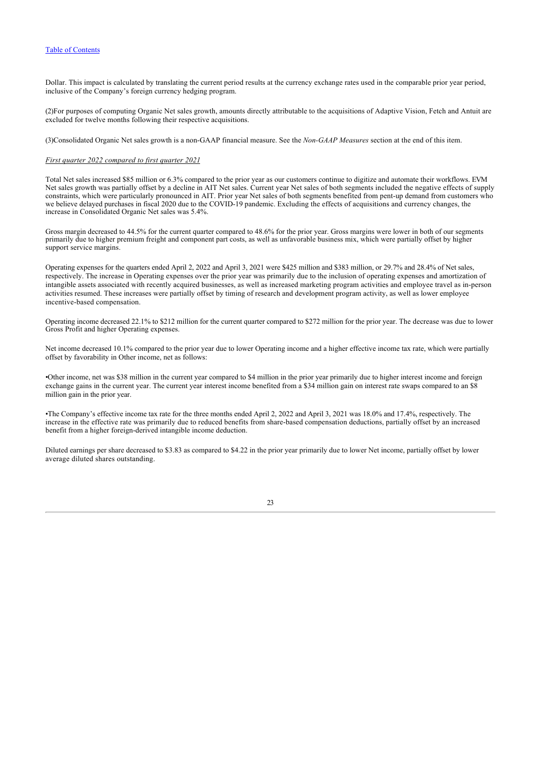Dollar. This impact is calculated by translating the current period results at the currency exchange rates used in the comparable prior year period, inclusive of the Company's foreign currency hedging program.

(2)For purposes of computing Organic Net sales growth, amounts directly attributable to the acquisitions of Adaptive Vision, Fetch and Antuit are excluded for twelve months following their respective acquisitions.

(3)Consolidated Organic Net sales growth is a non-GAAP financial measure. See the *Non-GAAP Measures* section at the end of this item.

*First quarter 2022 compared to first quarter 2021*

Total Net sales increased $85 million or 6.3% compared to the prior year as our customers continue to digitize and automate their workflows. EVM Net sales growth was partially offset by a decline in AIT Net sales. Current year Net sales of both segments included the negative effects of supply constraints, which were particularly pronounced in AIT. Prior year Net sales of both segments benefited from pent-up demand from customers who we believe delayed purchases in fiscal 2020 due to the COVID-19 pandemic. Excluding the effects of acquisitions and currency changes, the increase in Consolidated Organic Net sales was 5.4%.

Gross margin decreased to 44.5% for the current quarter compared to 48.6% for the prior year. Gross margins were lower in both of our segments primarily due to higher premium freight and component part costs, as well as unfavorable business mix, which were partially offset by higher support service margins.

Operating expenses for the quarters ended April 2, 2022 and April 3, 2021 were $425 million and $383 million, or 29.7% and 28.4% of Net sales, respectively. The increase in Operating expenses over the prior year was primarily due to the inclusion of operating expenses and amortization of intangible assets associated with recently acquired businesses, as well as increased marketing program activities and employee travel as in-person activities resumed. These increases were partially offset by timing of research and development program activity, as well as lower employee incentive-based compensation.

Operating income decreased 22.1% to $212 million for the current quarter compared to $272 million for the prior year. The decrease was due to lower Gross Profit and higher Operating expenses.

Net income decreased 10.1% compared to the prior year due to lower Operating income and a higher effective income tax rate, which were partially offset by favorability in Other income, net as follows:

- Other income, net was $38 million in the current year compared to $4 million in the prior year primarily due to higher interest income and foreign exchange gains in the current year. The current year interest income benefited from a $34 million gain on interest rate swaps compared to an $8 million gain in the prior year.

- The Company's effective income tax rate for the three months ended April 2, 2022 and April 3, 2021 was 18.0% and 17.4%, respectively. The increase in the effective rate was primarily due to reduced benefits from share-based compensation deductions, partially offset by an increased benefit from a higher foreign-derived intangible income deduction.

Diluted earnings per share decreased to $3.83 as compared to $4.22 in the prior year primarily due to lower Net income, partially offset by lower average diluted shares outstanding.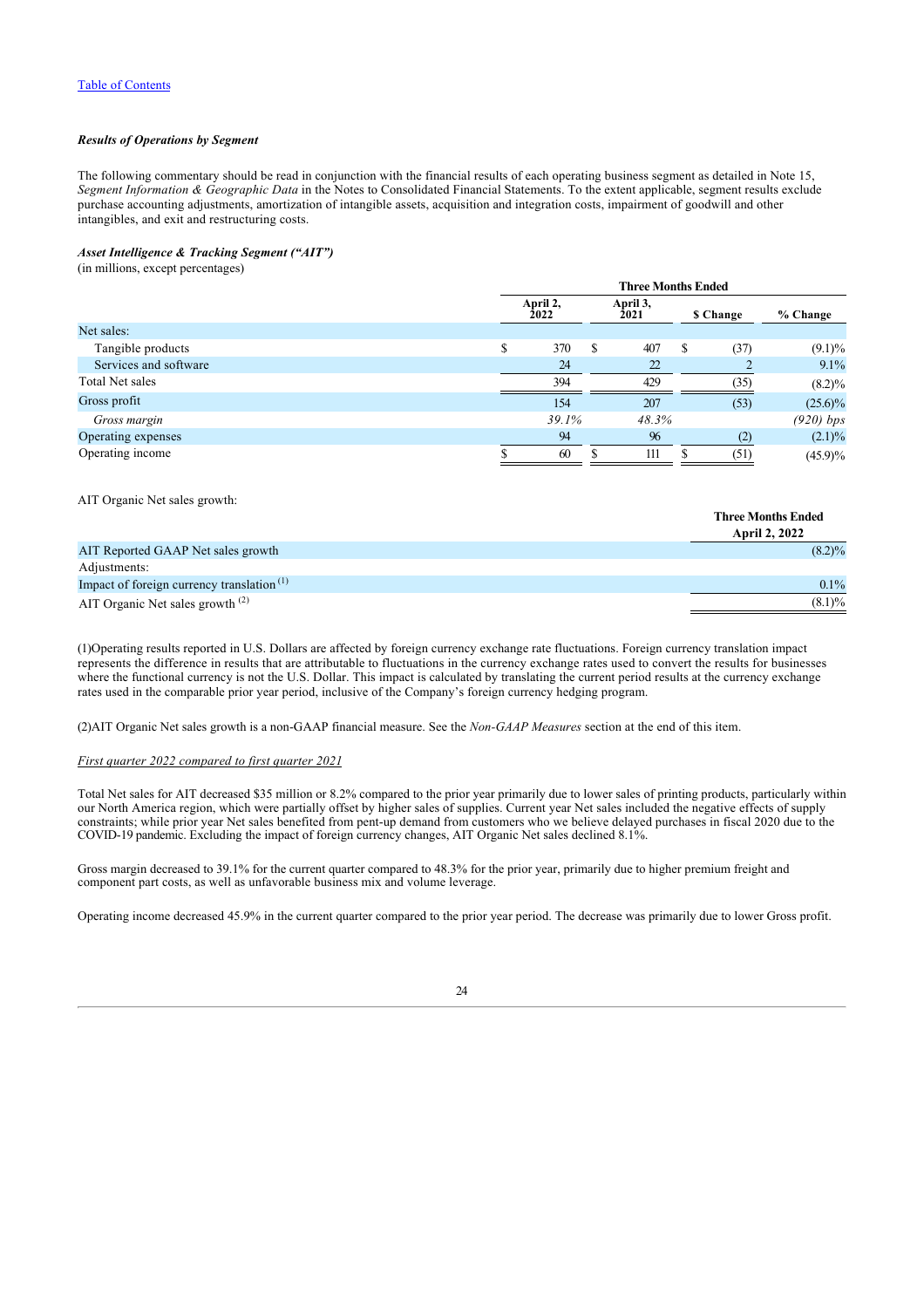[Table of Contents]

***Results of Operations by Segment***

The following commentary should be read in conjunction with the financial results of each operating business segment as detailed in Note 15, *Segment Information & Geographic Data* in the Notes to Consolidated Financial Statements. To the extent applicable, segment results exclude purchase accounting adjustments, amortization of intangible assets, acquisition and integration costs, impairment of goodwill and other intangibles, and exit and restructuring costs.

***Asset Intelligence & Tracking Segment ("AIT")***

(in millions, except percentages)

| | Three Months Ended | | | |
|---|---|---|---|---|
| | April 2, 2022 | April 3, 2021 | $ Change | % Change |
| Net sales: | | | | |
| Tangible products | $ 370 | $ 407 | $ (37) | (9.1)% |
| Services and software | 24 | 22 | 2 | 9.1% |
| Total Net sales | 394 | 429 | (35) | (8.2)% |
| Gross profit | 154 | 207 | (53) | (25.6)% |
| *Gross margin* | *39.1%* | *48.3%* | | *(920) bps* |
| Operating expenses | 94 | 96 | (2) | (2.1)% |
| Operating income | $ 60 | $ 111 | $ (51) | (45.9)% |

AIT Organic Net sales growth:

| | Three Months Ended April 2, 2022 |
|---|---|
| AIT Reported GAAP Net sales growth | (8.2)% |
| Adjustments: | |
| Impact of foreign currency translation [1] | 0.1% |
| AIT Organic Net sales growth [2] | (8.1)% |

(1)Operating results reported in U.S. Dollars are affected by foreign currency exchange rate fluctuations. Foreign currency translation impact represents the difference in results that are attributable to fluctuations in the currency exchange rates used to convert the results for businesses where the functional currency is not the U.S. Dollar. This impact is calculated by translating the current period results at the currency exchange rates used in the comparable prior year period, inclusive of the Company's foreign currency hedging program.

(2)AIT Organic Net sales growth is a non-GAAP financial measure. See the *Non-GAAP Measures* section at the end of this item.

*First quarter 2022 compared to first quarter 2021*

Total Net sales for AIT decreased $35 million or 8.2% compared to the prior year primarily due to lower sales of printing products, particularly within our North America region, which were partially offset by higher sales of supplies. Current year Net sales included the negative effects of supply constraints; while prior year Net sales benefited from pent-up demand from customers who we believe delayed purchases in fiscal 2020 due to the COVID-19 pandemic. Excluding the impact of foreign currency changes, AIT Organic Net sales declined 8.1%.

Gross margin decreased to 39.1% for the current quarter compared to 48.3% for the prior year, primarily due to higher premium freight and component part costs, as well as unfavorable business mix and volume leverage.

Operating income decreased 45.9% in the current quarter compared to the prior year period. The decrease was primarily due to lower Gross profit.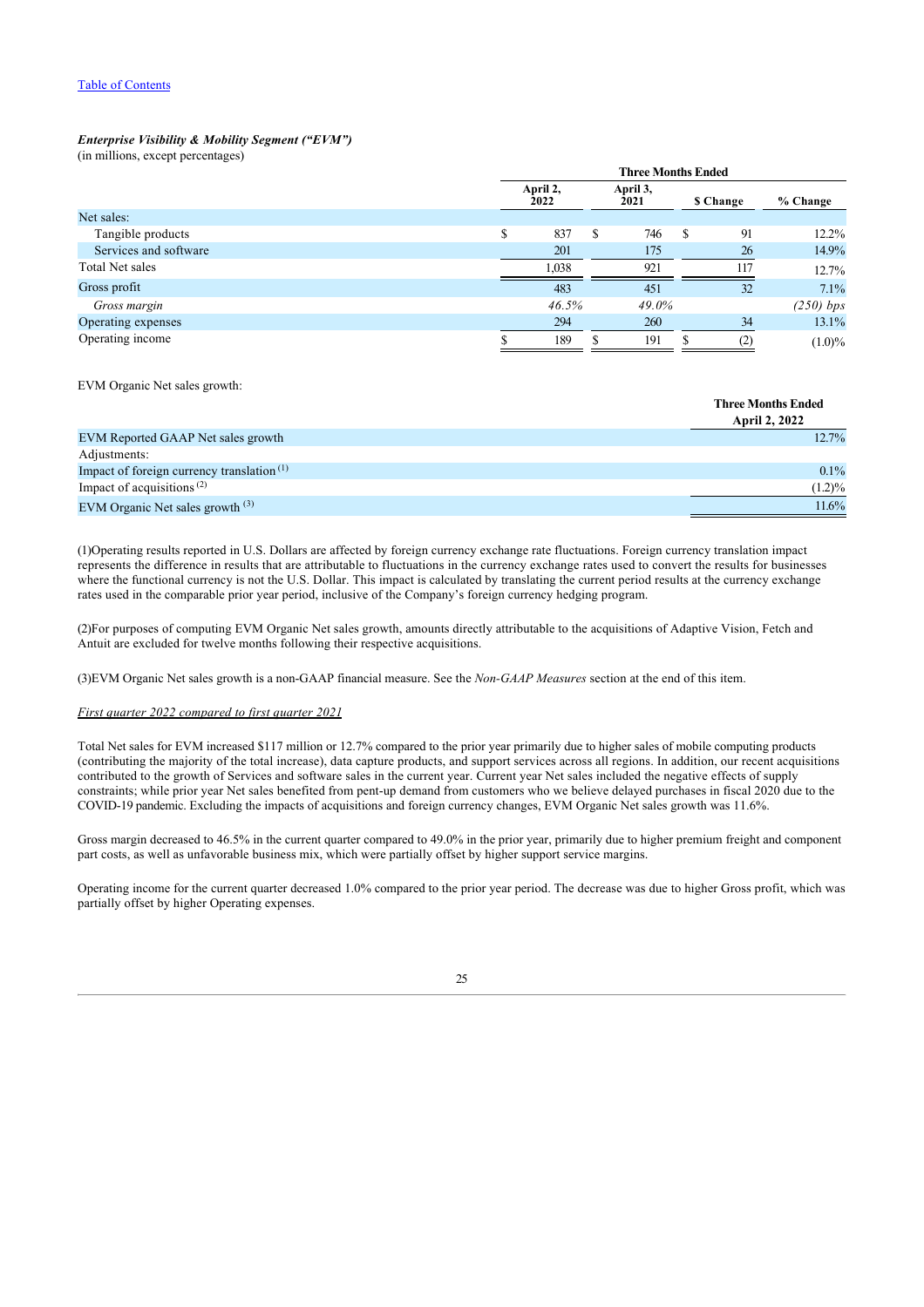*Enterprise Visibility & Mobility Segment ("EVM")*

(in millions, except percentages)

| | Three Months Ended | | | |
|---|---|---|---|---|
| | April 2, 2022 | April 3, 2021 | $ Change | % Change |
| Net sales: | | | | |
| Tangible products | $ 837 | $ 746 | $ 91 | 12.2% |
| Services and software | 201 | 175 | 26 | 14.9% |
| Total Net sales | 1,038 | 921 | 117 | 12.7% |
| Gross profit | 483 | 451 | 32 | 7.1% |
| *Gross margin* | *46.5%* | *49.0%* | | *(250) bps* |
| Operating expenses | 294 | 260 | 34 | 13.1% |
| Operating income | $ 189 | $ 191 | $ (2) | (1.0)% |

EVM Organic Net sales growth:

| | Three Months Ended April 2, 2022 |
|---|---|
| EVM Reported GAAP Net sales growth | 12.7% |
| Adjustments: | |
| Impact of foreign currency translation [1] | 0.1% |
| Impact of acquisitions [2] | (1.2)% |
| EVM Organic Net sales growth [3] | 11.6% |

(1)Operating results reported in U.S. Dollars are affected by foreign currency exchange rate fluctuations. Foreign currency translation impact represents the difference in results that are attributable to fluctuations in the currency exchange rates used to convert the results for businesses where the functional currency is not the U.S. Dollar. This impact is calculated by translating the current period results at the currency exchange rates used in the comparable prior year period, inclusive of the Company's foreign currency hedging program.

(2)For purposes of computing EVM Organic Net sales growth, amounts directly attributable to the acquisitions of Adaptive Vision, Fetch and Antuit are excluded for twelve months following their respective acquisitions.

(3)EVM Organic Net sales growth is a non-GAAP financial measure. See the *Non-GAAP Measures* section at the end of this item.

*First quarter 2022 compared to first quarter 2021*

Total Net sales for EVM increased $117 million or 12.7% compared to the prior year primarily due to higher sales of mobile computing products (contributing the majority of the total increase), data capture products, and support services across all regions. In addition, our recent acquisitions contributed to the growth of Services and software sales in the current year. Current year Net sales included the negative effects of supply constraints; while prior year Net sales benefited from pent-up demand from customers who we believe delayed purchases in fiscal 2020 due to the COVID-19 pandemic. Excluding the impacts of acquisitions and foreign currency changes, EVM Organic Net sales growth was 11.6%.

Gross margin decreased to 46.5% in the current quarter compared to 49.0% in the prior year, primarily due to higher premium freight and component part costs, as well as unfavorable business mix, which were partially offset by higher support service margins.

Operating income for the current quarter decreased 1.0% compared to the prior year period. The decrease was due to higher Gross profit, which was partially offset by higher Operating expenses.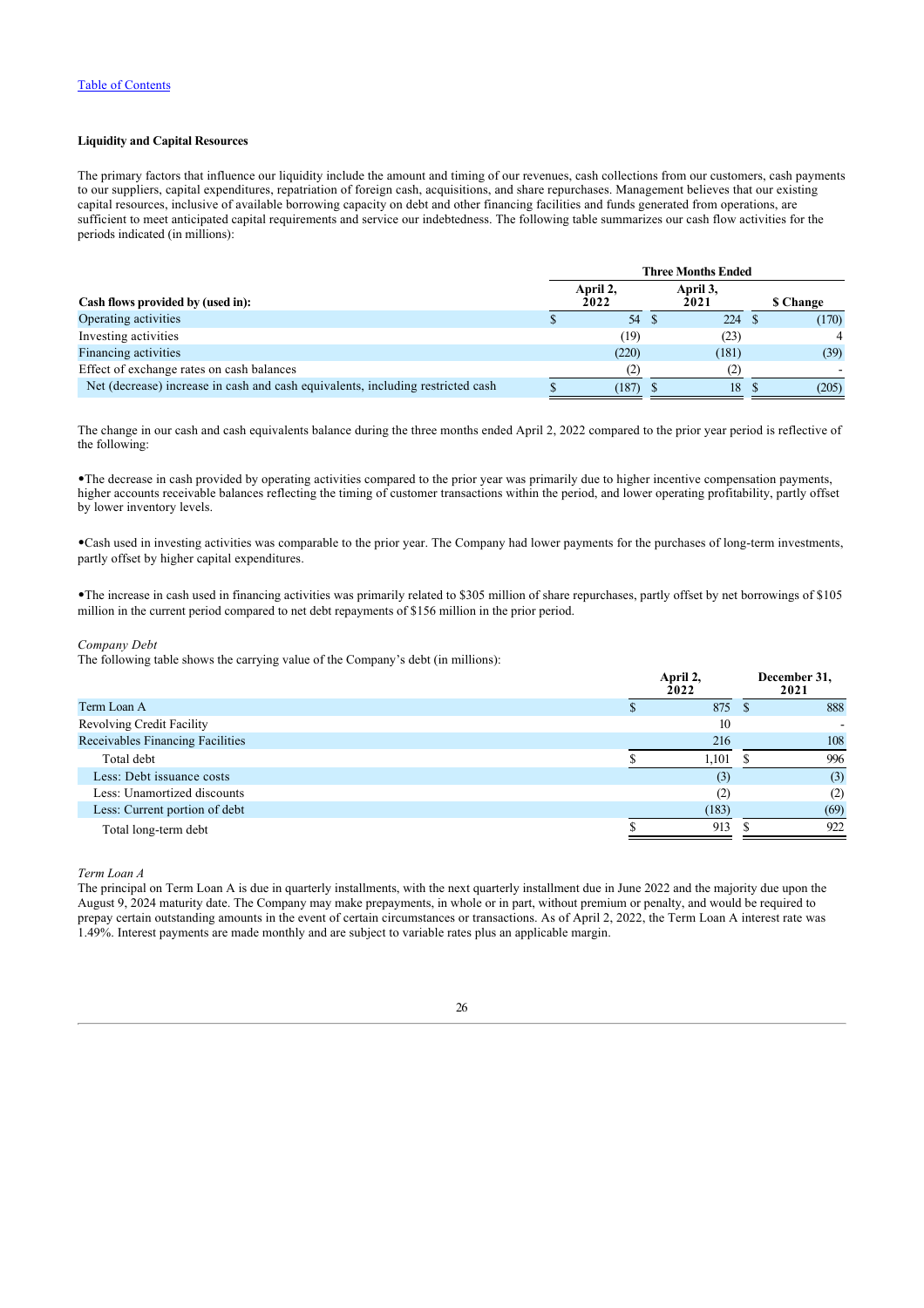### Liquidity and Capital Resources

The primary factors that influence our liquidity include the amount and timing of our revenues, cash collections from our customers, cash payments to our suppliers, capital expenditures, repatriation of foreign cash, acquisitions, and share repurchases. Management believes that our existing capital resources, inclusive of available borrowing capacity on debt and other financing facilities and funds generated from operations, are sufficient to meet anticipated capital requirements and service our indebtedness. The following table summarizes our cash flow activities for the periods indicated (in millions):

| | Three Months Ended | | |
|---|---|---|---|
| **Cash flows provided by (used in):** | **April 2, 2022** | **April 3, 2021** | **$ Change** |
| Operating activities | $ 54 | $ 224 | $ (170) |
| Investing activities | (19) | (23) | 4 |
| Financing activities | (220) | (181) | (39) |
| Effect of exchange rates on cash balances | (2) | (2) | - |
| Net (decrease) increase in cash and cash equivalents, including restricted cash | $ (187) | $ 18 | $ (205) |

The change in our cash and cash equivalents balance during the three months ended April 2, 2022 compared to the prior year period is reflective of the following:

- The decrease in cash provided by operating activities compared to the prior year was primarily due to higher incentive compensation payments, higher accounts receivable balances reflecting the timing of customer transactions within the period, and lower operating profitability, partly offset by lower inventory levels.

- Cash used in investing activities was comparable to the prior year. The Company had lower payments for the purchases of long-term investments, partly offset by higher capital expenditures.

- The increase in cash used in financing activities was primarily related to $305 million of share repurchases, partly offset by net borrowings of $105 million in the current period compared to net debt repayments of $156 million in the prior period.

*Company Debt*

The following table shows the carrying value of the Company's debt (in millions):

| | **April 2, 2022** | **December 31, 2021** |
|---|---|---|
| Term Loan A | $ 875 | $ 888 |
| Revolving Credit Facility | 10 | - |
| Receivables Financing Facilities | 216 | 108 |
| Total debt | $ 1,101 | $ 996 |
| Less: Debt issuance costs | (3) | (3) |
| Less: Unamortized discounts | (2) | (2) |
| Less: Current portion of debt | (183) | (69) |
| Total long-term debt | $ 913 | $ 922 |

*Term Loan A*

The principal on Term Loan A is due in quarterly installments, with the next quarterly installment due in June 2022 and the majority due upon the August 9, 2024 maturity date. The Company may make prepayments, in whole or in part, without premium or penalty, and would be required to prepay certain outstanding amounts in the event of certain circumstances or transactions. As of April 2, 2022, the Term Loan A interest rate was 1.49%. Interest payments are made monthly and are subject to variable rates plus an applicable margin.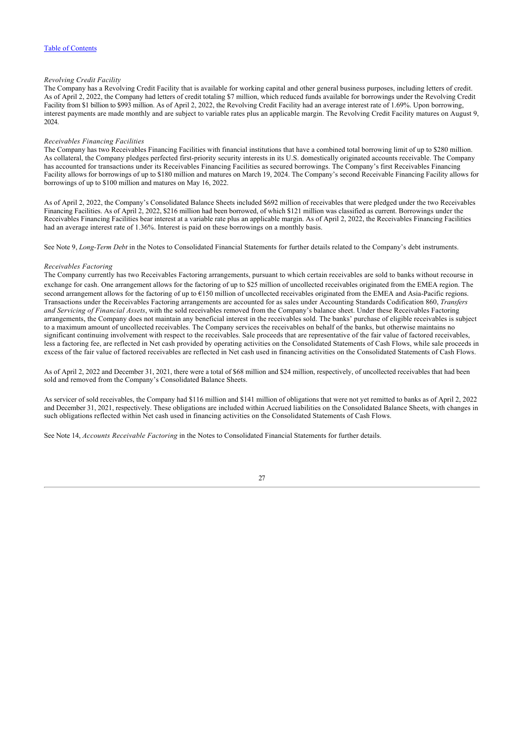*Revolving Credit Facility*

The Company has a Revolving Credit Facility that is available for working capital and other general business purposes, including letters of credit. As of April 2, 2022, the Company had letters of credit totaling $7 million, which reduced funds available for borrowings under the Revolving Credit Facility from $1 billion to $993 million. As of April 2, 2022, the Revolving Credit Facility had an average interest rate of 1.69%. Upon borrowing, interest payments are made monthly and are subject to variable rates plus an applicable margin. The Revolving Credit Facility matures on August 9, 2024.

*Receivables Financing Facilities*

The Company has two Receivables Financing Facilities with financial institutions that have a combined total borrowing limit of up to $280 million. As collateral, the Company pledges perfected first-priority security interests in its U.S. domestically originated accounts receivable. The Company has accounted for transactions under its Receivables Financing Facilities as secured borrowings. The Company's first Receivables Financing Facility allows for borrowings of up to $180 million and matures on March 19, 2024. The Company's second Receivable Financing Facility allows for borrowings of up to $100 million and matures on May 16, 2022.

As of April 2, 2022, the Company's Consolidated Balance Sheets included $692 million of receivables that were pledged under the two Receivables Financing Facilities. As of April 2, 2022, $216 million had been borrowed, of which $121 million was classified as current. Borrowings under the Receivables Financing Facilities bear interest at a variable rate plus an applicable margin. As of April 2, 2022, the Receivables Financing Facilities had an average interest rate of 1.36%. Interest is paid on these borrowings on a monthly basis.

See Note 9, *Long-Term Debt* in the Notes to Consolidated Financial Statements for further details related to the Company's debt instruments.

*Receivables Factoring*

The Company currently has two Receivables Factoring arrangements, pursuant to which certain receivables are sold to banks without recourse in exchange for cash. One arrangement allows for the factoring of up to $25 million of uncollected receivables originated from the EMEA region. The second arrangement allows for the factoring of up to €150 million of uncollected receivables originated from the EMEA and Asia-Pacific regions. Transactions under the Receivables Factoring arrangements are accounted for as sales under Accounting Standards Codification 860, *Transfers and Servicing of Financial Assets*, with the sold receivables removed from the Company's balance sheet. Under these Receivables Factoring arrangements, the Company does not maintain any beneficial interest in the receivables sold. The banks' purchase of eligible receivables is subject to a maximum amount of uncollected receivables. The Company services the receivables on behalf of the banks, but otherwise maintains no significant continuing involvement with respect to the receivables. Sale proceeds that are representative of the fair value of factored receivables, less a factoring fee, are reflected in Net cash provided by operating activities on the Consolidated Statements of Cash Flows, while sale proceeds in excess of the fair value of factored receivables are reflected in Net cash used in financing activities on the Consolidated Statements of Cash Flows.

As of April 2, 2022 and December 31, 2021, there were a total of $68 million and $24 million, respectively, of uncollected receivables that had been sold and removed from the Company's Consolidated Balance Sheets.

As servicer of sold receivables, the Company had $116 million and $141 million of obligations that were not yet remitted to banks as of April 2, 2022 and December 31, 2021, respectively. These obligations are included within Accrued liabilities on the Consolidated Balance Sheets, with changes in such obligations reflected within Net cash used in financing activities on the Consolidated Statements of Cash Flows.

See Note 14, *Accounts Receivable Factoring* in the Notes to Consolidated Financial Statements for further details.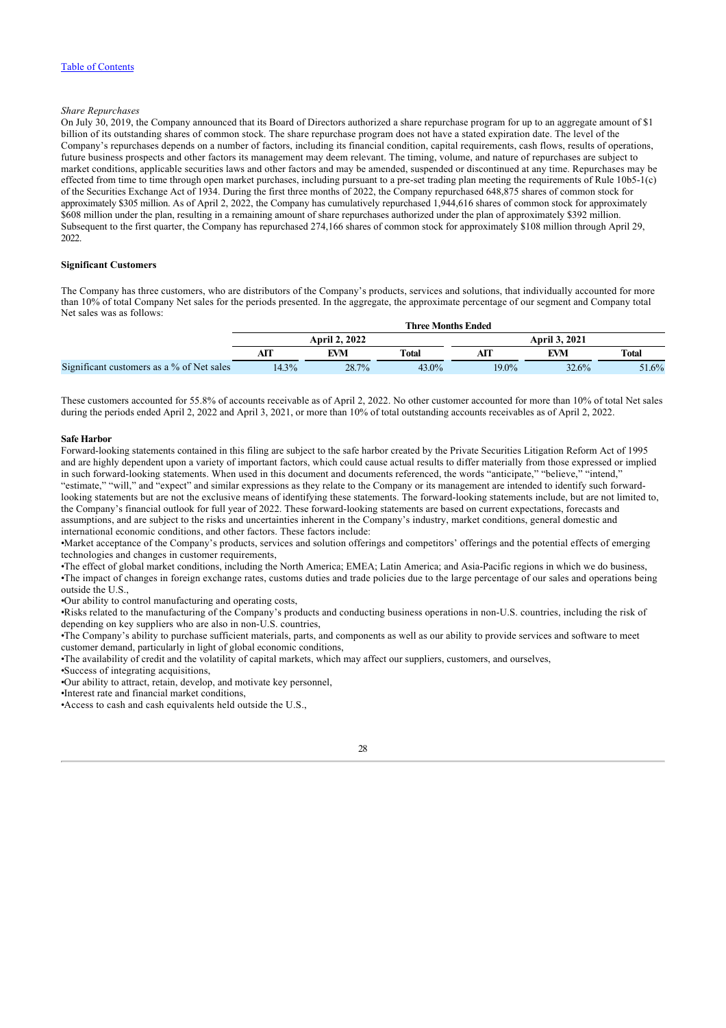*Share Repurchases*

On July 30, 2019, the Company announced that its Board of Directors authorized a share repurchase program for up to an aggregate amount of $1 billion of its outstanding shares of common stock. The share repurchase program does not have a stated expiration date. The level of the Company's repurchases depends on a number of factors, including its financial condition, capital requirements, cash flows, results of operations, future business prospects and other factors its management may deem relevant. The timing, volume, and nature of repurchases are subject to market conditions, applicable securities laws and other factors and may be amended, suspended or discontinued at any time. Repurchases may be effected from time to time through open market purchases, including pursuant to a pre-set trading plan meeting the requirements of Rule 10b5-1(c) of the Securities Exchange Act of 1934. During the first three months of 2022, the Company repurchased 648,875 shares of common stock for approximately $305 million. As of April 2, 2022, the Company has cumulatively repurchased 1,944,616 shares of common stock for approximately $608 million under the plan, resulting in a remaining amount of share repurchases authorized under the plan of approximately $392 million. Subsequent to the first quarter, the Company has repurchased 274,166 shares of common stock for approximately $108 million through April 29, 2022.

**Significant Customers**

The Company has three customers, who are distributors of the Company's products, services and solutions, that individually accounted for more than 10% of total Company Net sales for the periods presented. In the aggregate, the approximate percentage of our segment and Company total Net sales was as follows:

| | Three Months Ended | | | | | |
|---|---|---|---|---|---|---|
| | April 2, 2022 | | | April 3, 2021 | | |
| | AIT | EVM | Total | AIT | EVM | Total |
| Significant customers as a % of Net sales | 14.3% | 28.7% | 43.0% | 19.0% | 32.6% | 51.6% |

These customers accounted for 55.8% of accounts receivable as of April 2, 2022. No other customer accounted for more than 10% of total Net sales during the periods ended April 2, 2022 and April 3, 2021, or more than 10% of total outstanding accounts receivables as of April 2, 2022.

**Safe Harbor**

Forward-looking statements contained in this filing are subject to the safe harbor created by the Private Securities Litigation Reform Act of 1995 and are highly dependent upon a variety of important factors, which could cause actual results to differ materially from those expressed or implied in such forward-looking statements. When used in this document and documents referenced, the words "anticipate," "believe," "intend," "estimate," "will," and "expect" and similar expressions as they relate to the Company or its management are intended to identify such forward-looking statements but are not the exclusive means of identifying these statements. The forward-looking statements include, but are not limited to, the Company's financial outlook for full year of 2022. These forward-looking statements are based on current expectations, forecasts and assumptions, and are subject to the risks and uncertainties inherent in the Company's industry, market conditions, general domestic and international economic conditions, and other factors. These factors include:

- Market acceptance of the Company's products, services and solution offerings and competitors' offerings and the potential effects of emerging technologies and changes in customer requirements,
- The effect of global market conditions, including the North America; EMEA; Latin America; and Asia-Pacific regions in which we do business,
- The impact of changes in foreign exchange rates, customs duties and trade policies due to the large percentage of our sales and operations being outside the U.S.,
- Our ability to control manufacturing and operating costs,
- Risks related to the manufacturing of the Company's products and conducting business operations in non-U.S. countries, including the risk of depending on key suppliers who are also in non-U.S. countries,
- The Company's ability to purchase sufficient materials, parts, and components as well as our ability to provide services and software to meet customer demand, particularly in light of global economic conditions,
- The availability of credit and the volatility of capital markets, which may affect our suppliers, customers, and ourselves,
- Success of integrating acquisitions,
- Our ability to attract, retain, develop, and motivate key personnel,
- Interest rate and financial market conditions,
- Access to cash and cash equivalents held outside the U.S.,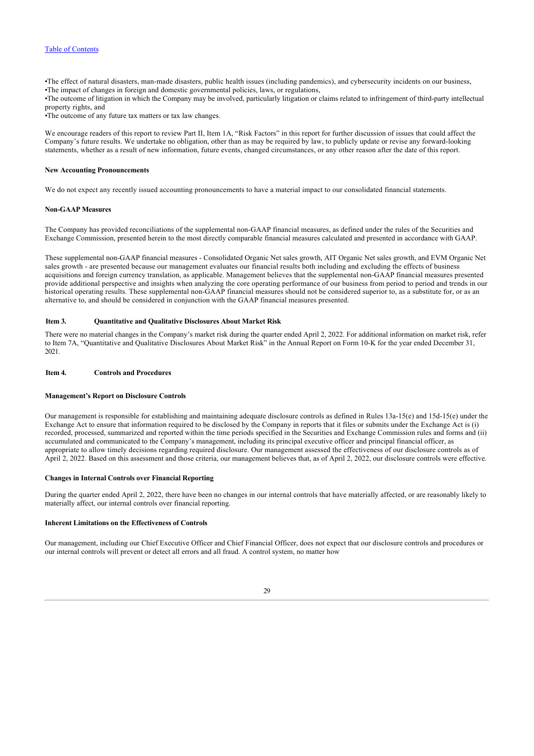- The effect of natural disasters, man-made disasters, public health issues (including pandemics), and cybersecurity incidents on our business,
- The impact of changes in foreign and domestic governmental policies, laws, or regulations,
- The outcome of litigation in which the Company may be involved, particularly litigation or claims related to infringement of third-party intellectual property rights, and
- The outcome of any future tax matters or tax law changes.

We encourage readers of this report to review Part II, Item 1A, "Risk Factors" in this report for further discussion of issues that could affect the Company's future results. We undertake no obligation, other than as may be required by law, to publicly update or revise any forward-looking statements, whether as a result of new information, future events, changed circumstances, or any other reason after the date of this report.

**New Accounting Pronouncements**

We do not expect any recently issued accounting pronouncements to have a material impact to our consolidated financial statements.

**Non-GAAP Measures**

The Company has provided reconciliations of the supplemental non-GAAP financial measures, as defined under the rules of the Securities and Exchange Commission, presented herein to the most directly comparable financial measures calculated and presented in accordance with GAAP.

These supplemental non-GAAP financial measures - Consolidated Organic Net sales growth, AIT Organic Net sales growth, and EVM Organic Net sales growth - are presented because our management evaluates our financial results both including and excluding the effects of business acquisitions and foreign currency translation, as applicable. Management believes that the supplemental non-GAAP financial measures presented provide additional perspective and insights when analyzing the core operating performance of our business from period to period and trends in our historical operating results. These supplemental non-GAAP financial measures should not be considered superior to, as a substitute for, or as an alternative to, and should be considered in conjunction with the GAAP financial measures presented.

## Item 3. Quantitative and Qualitative Disclosures About Market Risk

There were no material changes in the Company's market risk during the quarter ended April 2, 2022. For additional information on market risk, refer to Item 7A, "Quantitative and Qualitative Disclosures About Market Risk" in the Annual Report on Form 10-K for the year ended December 31, 2021.

## Item 4. Controls and Procedures

**Management's Report on Disclosure Controls**

Our management is responsible for establishing and maintaining adequate disclosure controls as defined in Rules 13a-15(e) and 15d-15(e) under the Exchange Act to ensure that information required to be disclosed by the Company in reports that it files or submits under the Exchange Act is (i) recorded, processed, summarized and reported within the time periods specified in the Securities and Exchange Commission rules and forms and (ii) accumulated and communicated to the Company's management, including its principal executive officer and principal financial officer, as appropriate to allow timely decisions regarding required disclosure. Our management assessed the effectiveness of our disclosure controls as of April 2, 2022. Based on this assessment and those criteria, our management believes that, as of April 2, 2022, our disclosure controls were effective.

**Changes in Internal Controls over Financial Reporting**

During the quarter ended April 2, 2022, there have been no changes in our internal controls that have materially affected, or are reasonably likely to materially affect, our internal controls over financial reporting.

**Inherent Limitations on the Effectiveness of Controls**

Our management, including our Chief Executive Officer and Chief Financial Officer, does not expect that our disclosure controls and procedures or our internal controls will prevent or detect all errors and all fraud. A control system, no matter how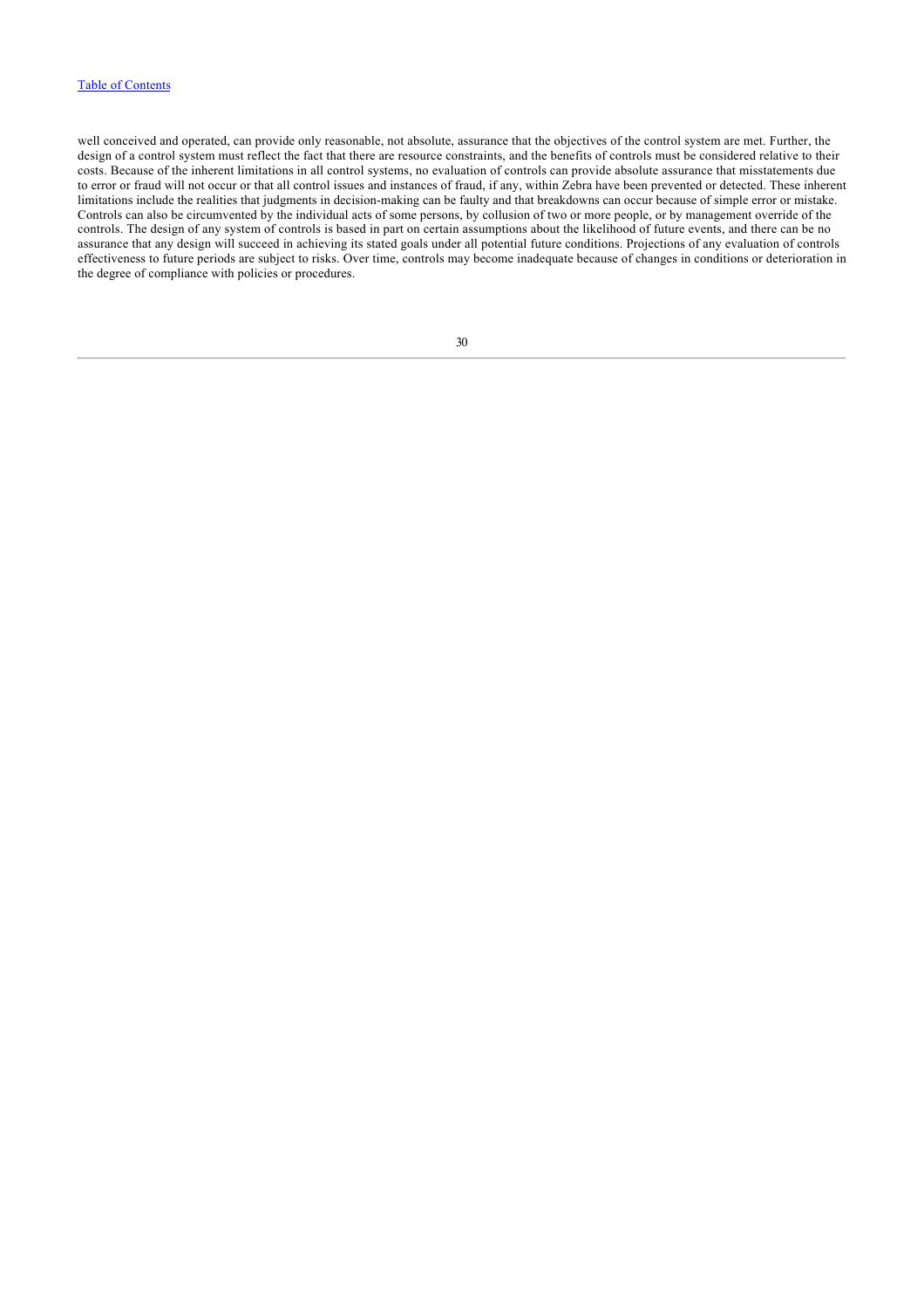well conceived and operated, can provide only reasonable, not absolute, assurance that the objectives of the control system are met. Further, the design of a control system must reflect the fact that there are resource constraints, and the benefits of controls must be considered relative to their costs. Because of the inherent limitations in all control systems, no evaluation of controls can provide absolute assurance that misstatements due to error or fraud will not occur or that all control issues and instances of fraud, if any, within Zebra have been prevented or detected. These inherent limitations include the realities that judgments in decision-making can be faulty and that breakdowns can occur because of simple error or mistake. Controls can also be circumvented by the individual acts of some persons, by collusion of two or more people, or by management override of the controls. The design of any system of controls is based in part on certain assumptions about the likelihood of future events, and there can be no assurance that any design will succeed in achieving its stated goals under all potential future conditions. Projections of any evaluation of controls effectiveness to future periods are subject to risks. Over time, controls may become inadequate because of changes in conditions or deterioration in the degree of compliance with policies or procedures.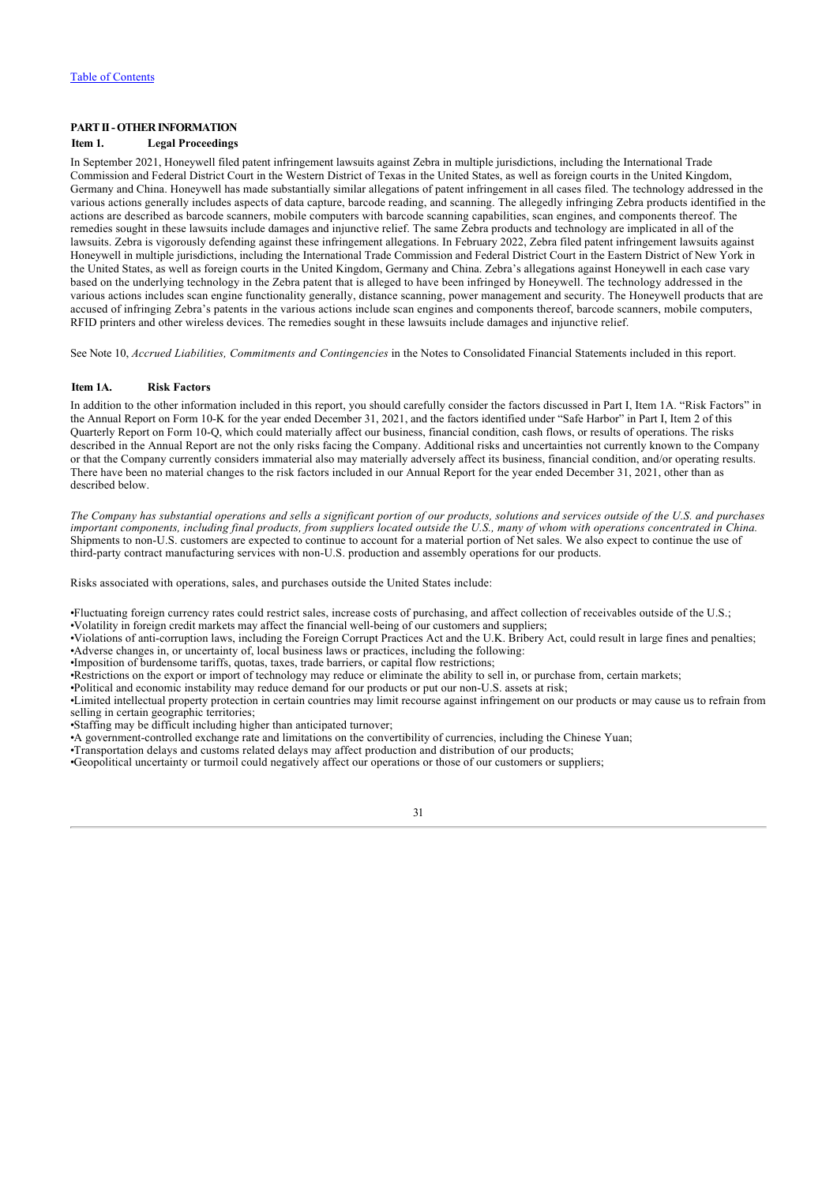[Table of Contents](#)

## PART II - OTHER INFORMATION

### Item 1. Legal Proceedings

In September 2021, Honeywell filed patent infringement lawsuits against Zebra in multiple jurisdictions, including the International Trade Commission and Federal District Court in the Western District of Texas in the United States, as well as foreign courts in the United Kingdom, Germany and China. Honeywell has made substantially similar allegations of patent infringement in all cases filed. The technology addressed in the various actions generally includes aspects of data capture, barcode reading, and scanning. The allegedly infringing Zebra products identified in the actions are described as barcode scanners, mobile computers with barcode scanning capabilities, scan engines, and components thereof. The remedies sought in these lawsuits include damages and injunctive relief. The same Zebra products and technology are implicated in all of the lawsuits. Zebra is vigorously defending against these infringement allegations. In February 2022, Zebra filed patent infringement lawsuits against Honeywell in multiple jurisdictions, including the International Trade Commission and Federal District Court in the Eastern District of New York in the United States, as well as foreign courts in the United Kingdom, Germany and China. Zebra's allegations against Honeywell in each case vary based on the underlying technology in the Zebra patent that is alleged to have been infringed by Honeywell. The technology addressed in the various actions includes scan engine functionality generally, distance scanning, power management and security. The Honeywell products that are accused of infringing Zebra's patents in the various actions include scan engines and components thereof, barcode scanners, mobile computers, RFID printers and other wireless devices. The remedies sought in these lawsuits include damages and injunctive relief.

See Note 10, *Accrued Liabilities, Commitments and Contingencies* in the Notes to Consolidated Financial Statements included in this report.

### Item 1A. Risk Factors

In addition to the other information included in this report, you should carefully consider the factors discussed in Part I, Item 1A. "Risk Factors" in the Annual Report on Form 10-K for the year ended December 31, 2021, and the factors identified under "Safe Harbor" in Part I, Item 2 of this Quarterly Report on Form 10-Q, which could materially affect our business, financial condition, cash flows, or results of operations. The risks described in the Annual Report are not the only risks facing the Company. Additional risks and uncertainties not currently known to the Company or that the Company currently considers immaterial also may materially adversely affect its business, financial condition, and/or operating results. There have been no material changes to the risk factors included in our Annual Report for the year ended December 31, 2021, other than as described below.

*The Company has substantial operations and sells a significant portion of our products, solutions and services outside of the U.S. and purchases important components, including final products, from suppliers located outside the U.S., many of whom with operations concentrated in China.* Shipments to non-U.S. customers are expected to continue to account for a material portion of Net sales. We also expect to continue the use of third-party contract manufacturing services with non-U.S. production and assembly operations for our products.

Risks associated with operations, sales, and purchases outside the United States include:

- Fluctuating foreign currency rates could restrict sales, increase costs of purchasing, and affect collection of receivables outside of the U.S.;
- Volatility in foreign credit markets may affect the financial well-being of our customers and suppliers;
- Violations of anti-corruption laws, including the Foreign Corrupt Practices Act and the U.K. Bribery Act, could result in large fines and penalties;
- Adverse changes in, or uncertainty of, local business laws or practices, including the following:
- Imposition of burdensome tariffs, quotas, taxes, trade barriers, or capital flow restrictions;
- Restrictions on the export or import of technology may reduce or eliminate the ability to sell in, or purchase from, certain markets;
- Political and economic instability may reduce demand for our products or put our non-U.S. assets at risk;
- Limited intellectual property protection in certain countries may limit recourse against infringement on our products or may cause us to refrain from selling in certain geographic territories;
- Staffing may be difficult including higher than anticipated turnover;
- A government-controlled exchange rate and limitations on the convertibility of currencies, including the Chinese Yuan;
- Transportation delays and customs related delays may affect production and distribution of our products;
- Geopolitical uncertainty or turmoil could negatively affect our operations or those of our customers or suppliers;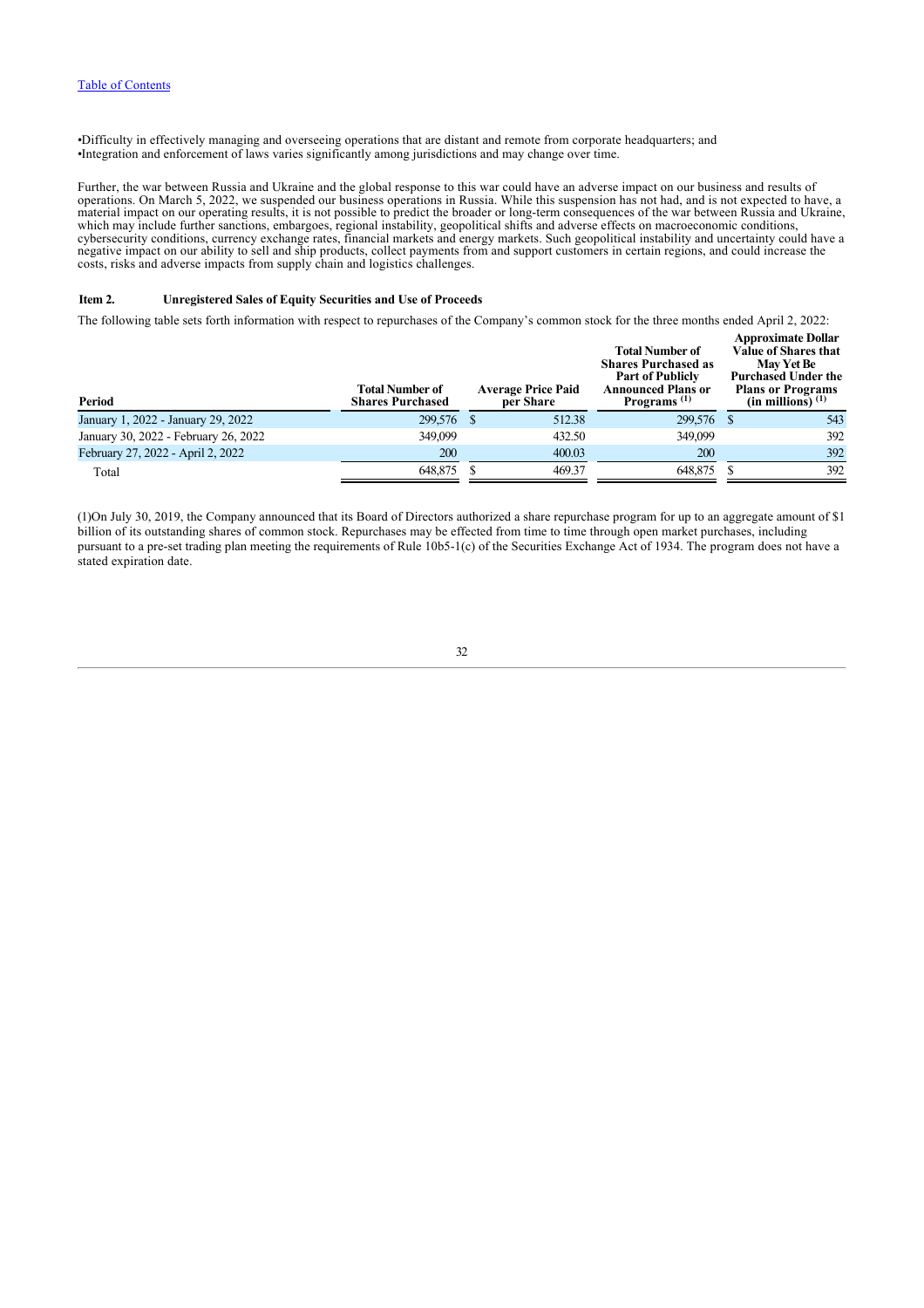•Difficulty in effectively managing and overseeing operations that are distant and remote from corporate headquarters; and
•Integration and enforcement of laws varies significantly among jurisdictions and may change over time.

Further, the war between Russia and Ukraine and the global response to this war could have an adverse impact on our business and results of operations. On March 5, 2022, we suspended our business operations in Russia. While this suspension has not had, and is not expected to have, a material impact on our operating results, it is not possible to predict the broader or long-term consequences of the war between Russia and Ukraine, which may include further sanctions, embargoes, regional instability, geopolitical shifts and adverse effects on macroeconomic conditions, cybersecurity conditions, currency exchange rates, financial markets and energy markets. Such geopolitical instability and uncertainty could have a negative impact on our ability to sell and ship products, collect payments from and support customers in certain regions, and could increase the costs, risks and adverse impacts from supply chain and logistics challenges.

**Item 2. Unregistered Sales of Equity Securities and Use of Proceeds**

The following table sets forth information with respect to repurchases of the Company's common stock for the three months ended April 2, 2022:

| Period | Total Number of Shares Purchased | Average Price Paid per Share | Total Number of Shares Purchased as Part of Publicly Announced Plans or Programs (1) | Approximate Dollar Value of Shares that May Yet Be Purchased Under the Plans or Programs (in millions) (1) |
|---|---|---|---|---|
| January 1, 2022 - January 29, 2022 | 299,576 | $ 512.38 | 299,576 | $ 543 |
| January 30, 2022 - February 26, 2022 | 349,099 | 432.50 | 349,099 | 392 |
| February 27, 2022 - April 2, 2022 | 200 | 400.03 | 200 | 392 |
| Total | 648,875 | $ 469.37 | 648,875 | $ 392 |

(1)On July 30, 2019, the Company announced that its Board of Directors authorized a share repurchase program for up to an aggregate amount of $1 billion of its outstanding shares of common stock. Repurchases may be effected from time to time through open market purchases, including pursuant to a pre-set trading plan meeting the requirements of Rule 10b5-1(c) of the Securities Exchange Act of 1934. The program does not have a stated expiration date.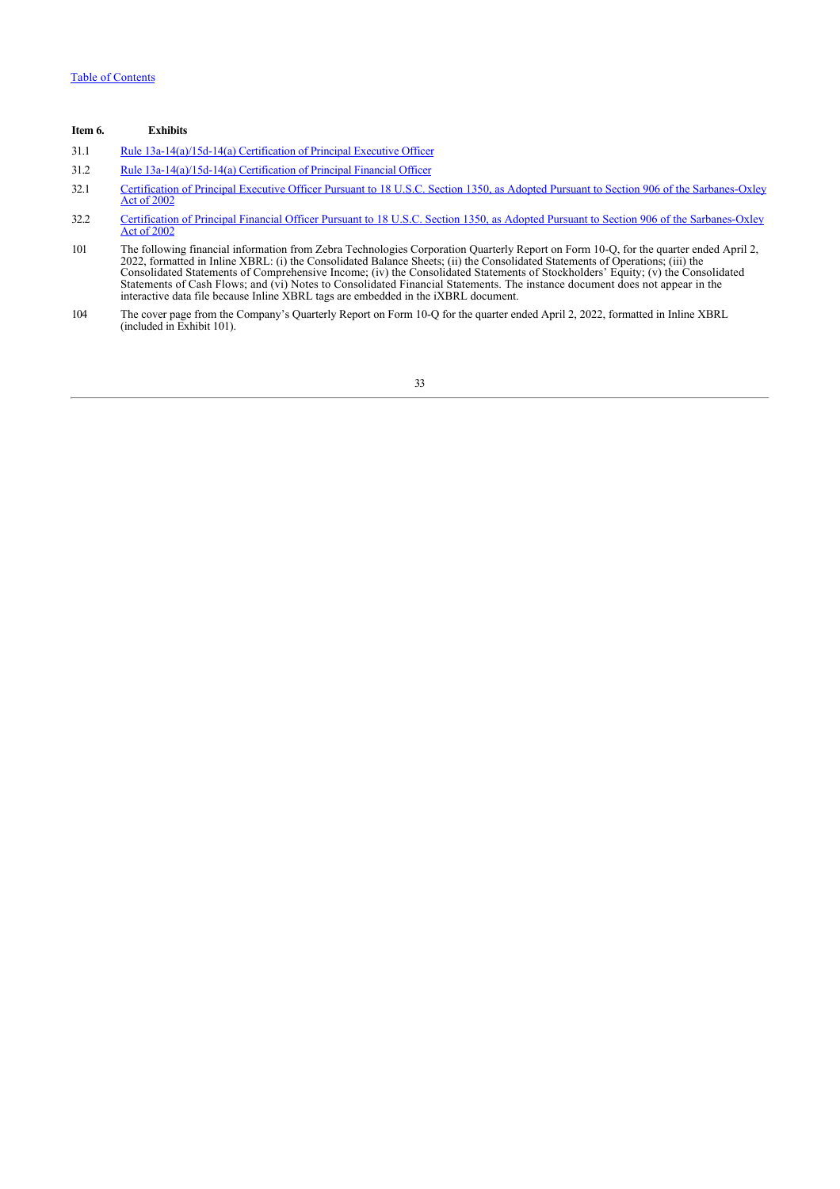## Item 6. Exhibits

| | |
|---|---|
| 31.1 | Rule 13a-14(a)/15d-14(a) Certification of Principal Executive Officer |
| 31.2 | Rule 13a-14(a)/15d-14(a) Certification of Principal Financial Officer |
| 32.1 | Certification of Principal Executive Officer Pursuant to 18 U.S.C. Section 1350, as Adopted Pursuant to Section 906 of the Sarbanes-Oxley Act of 2002 |
| 32.2 | Certification of Principal Financial Officer Pursuant to 18 U.S.C. Section 1350, as Adopted Pursuant to Section 906 of the Sarbanes-Oxley Act of 2002 |
| 101 | The following financial information from Zebra Technologies Corporation Quarterly Report on Form 10-Q, for the quarter ended April 2, 2022, formatted in Inline XBRL: (i) the Consolidated Balance Sheets; (ii) the Consolidated Statements of Operations; (iii) the Consolidated Statements of Comprehensive Income; (iv) the Consolidated Statements of Stockholders' Equity; (v) the Consolidated Statements of Cash Flows; and (vi) Notes to Consolidated Financial Statements. The instance document does not appear in the interactive data file because Inline XBRL tags are embedded in the iXBRL document. |
| 104 | The cover page from the Company's Quarterly Report on Form 10-Q for the quarter ended April 2, 2022, formatted in Inline XBRL (included in Exhibit 101). |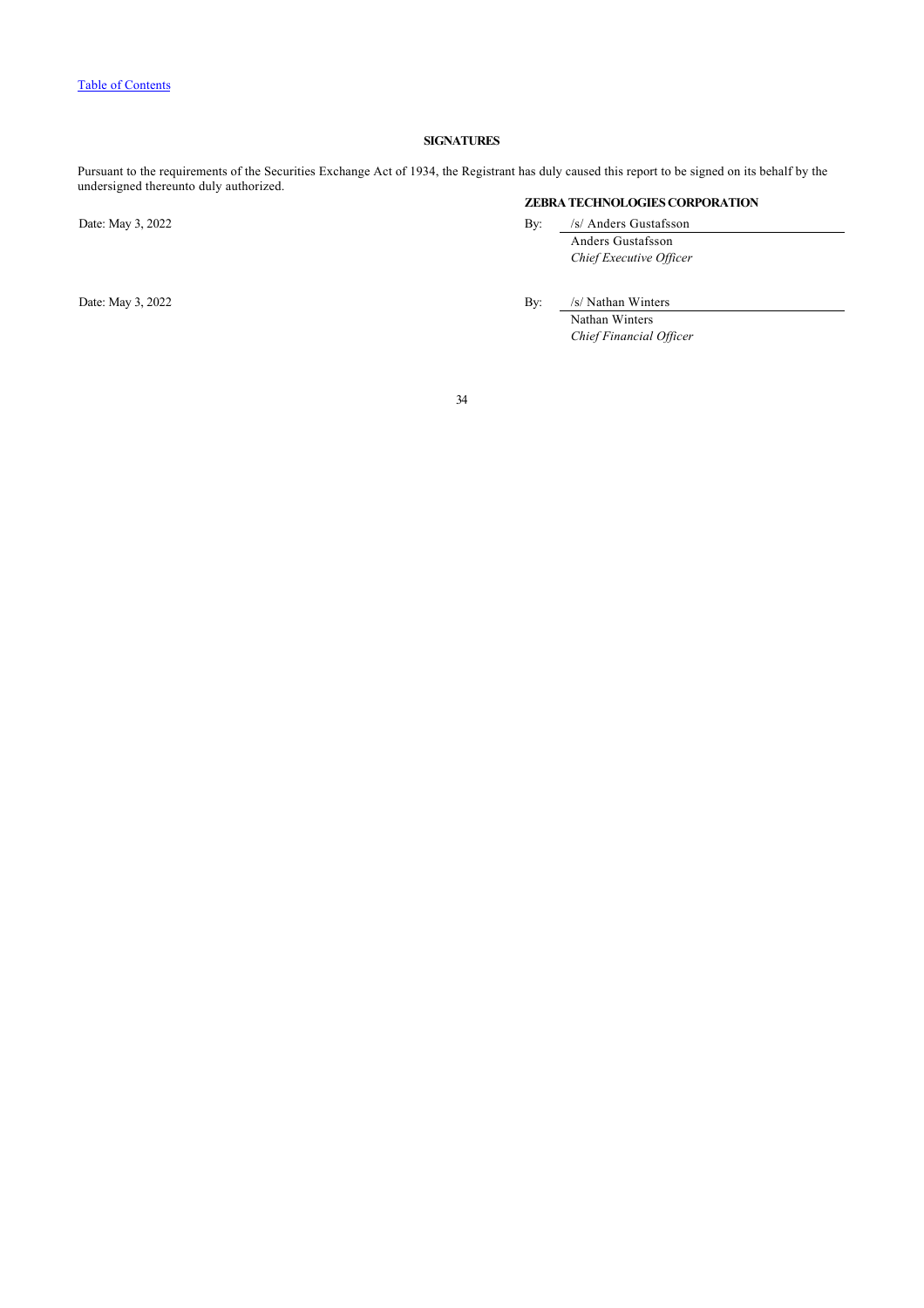Table of Contents

## SIGNATURES

Pursuant to the requirements of the Securities Exchange Act of 1934, the Registrant has duly caused this report to be signed on its behalf by the undersigned thereunto duly authorized.

**ZEBRA TECHNOLOGIES CORPORATION**

Date: May 3, 2022

By: /s/ Anders Gustafsson
Anders Gustafsson
*Chief Executive Officer*

Date: May 3, 2022

By: /s/ Nathan Winters
Nathan Winters
*Chief Financial Officer*